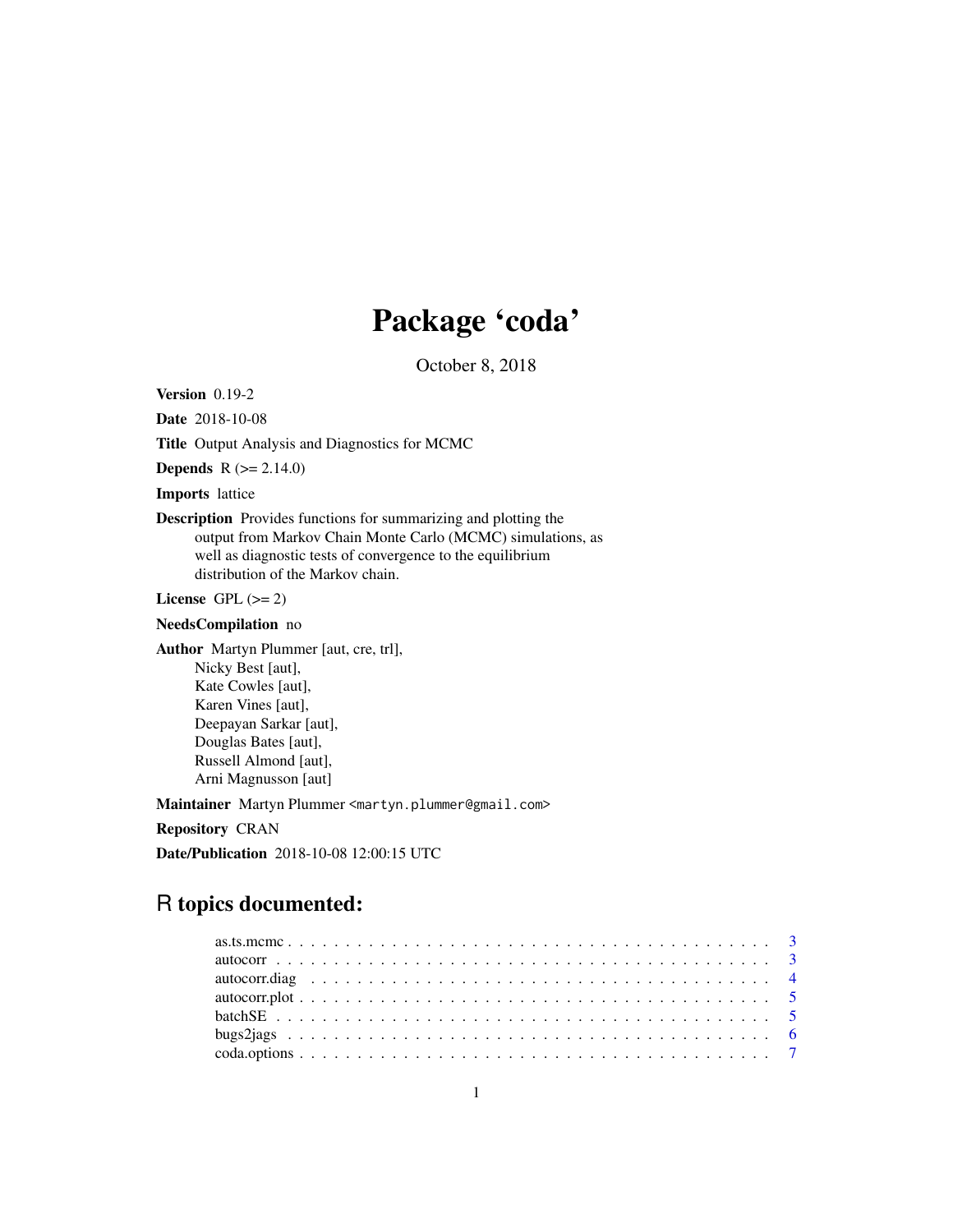# Package 'coda'

October 8, 2018

**Version** 0.19-2

**Date** 2018-10-08

**Title** Output Analysis and Diagnostics for MCMC

**Depends** R (>= 2.14.0)

**Imports** lattice

**Description** Provides functions for summarizing and plotting the output from Markov Chain Monte Carlo (MCMC) simulations, as well as diagnostic tests of convergence to the equilibrium distribution of the Markov chain.

**License** GPL (>= 2)

**NeedsCompilation** no

**Author** Martyn Plummer [aut, cre, trl],
Nicky Best [aut],
Kate Cowles [aut],
Karen Vines [aut],
Deepayan Sarkar [aut],
Douglas Bates [aut],
Russell Almond [aut],
Arni Magnusson [aut]

**Maintainer** Martyn Plummer <martyn.plummer@gmail.com>

**Repository** CRAN

**Date/Publication** 2018-10-08 12:00:15 UTC

## R topics documented:

- as.ts.mcmc . . . . . . . . . . . . . . . . . . . . . . . . . . . . . . . . . . . . . . . . . 3
- autocorr . . . . . . . . . . . . . . . . . . . . . . . . . . . . . . . . . . . . . . . . . . 3
- autocorr.diag . . . . . . . . . . . . . . . . . . . . . . . . . . . . . . . . . . . . . . . 4
- autocorr.plot . . . . . . . . . . . . . . . . . . . . . . . . . . . . . . . . . . . . . . . 5
- batchSE . . . . . . . . . . . . . . . . . . . . . . . . . . . . . . . . . . . . . . . . . . 5
- bugs2jags . . . . . . . . . . . . . . . . . . . . . . . . . . . . . . . . . . . . . . . . . 6
- coda.options . . . . . . . . . . . . . . . . . . . . . . . . . . . . . . . . . . . . . . . 7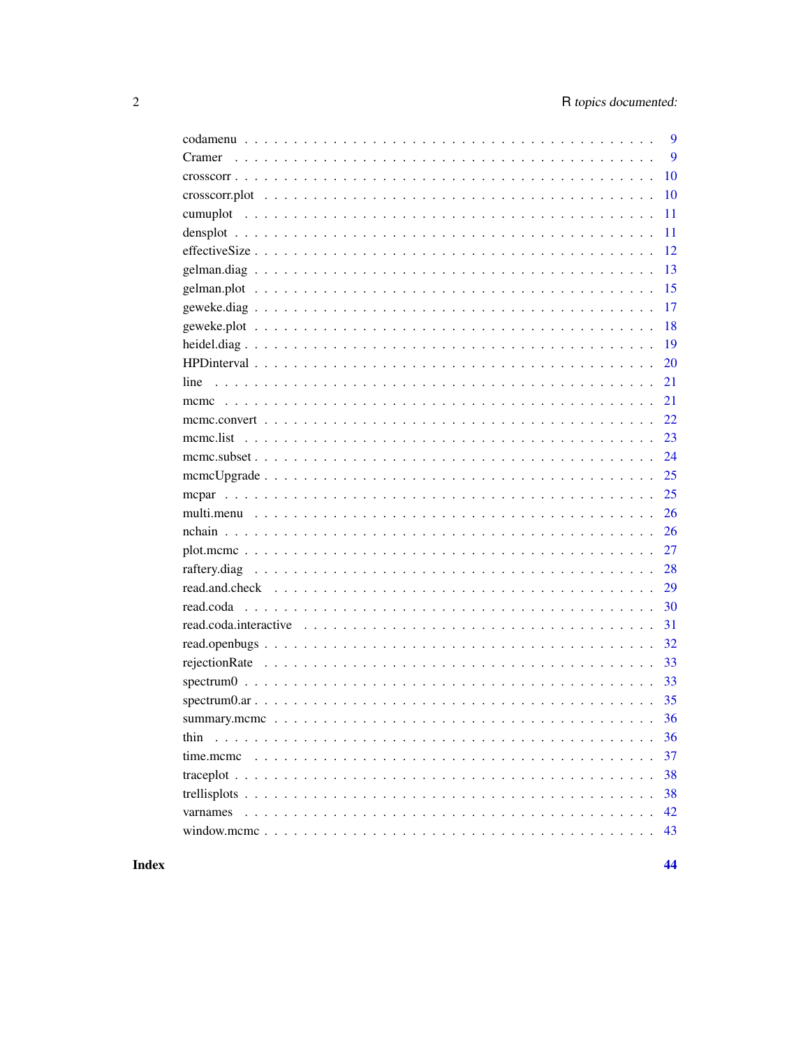| | |
|---|---|
| codamenu | 9 |
| Cramer | 9 |
| crosscorr | 10 |
| crosscorr.plot | 10 |
| cumuplot | 11 |
| densplot | 11 |
| effectiveSize | 12 |
| gelman.diag | 13 |
| gelman.plot | 15 |
| geweke.diag | 17 |
| geweke.plot | 18 |
| heidel.diag | 19 |
| HPDinterval | 20 |
| line | 21 |
| mcmc | 21 |
| mcmc.convert | 22 |
| mcmc.list | 23 |
| mcmc.subset | 24 |
| mcmcUpgrade | 25 |
| mcpar | 25 |
| multi.menu | 26 |
| nchain | 26 |
| plot.mcmc | 27 |
| raftery.diag | 28 |
| read.and.check | 29 |
| read.coda | 30 |
| read.coda.interactive | 31 |
| read.openbugs | 32 |
| rejectionRate | 33 |
| spectrum0 | 33 |
| spectrum0.ar | 35 |
| summary.mcmc | 36 |
| thin | 36 |
| time.mcmc | 37 |
| traceplot | 38 |
| trellisplots | 38 |
| varnames | 42 |
| window.mcmc | 43 |
| **Index** | **44** |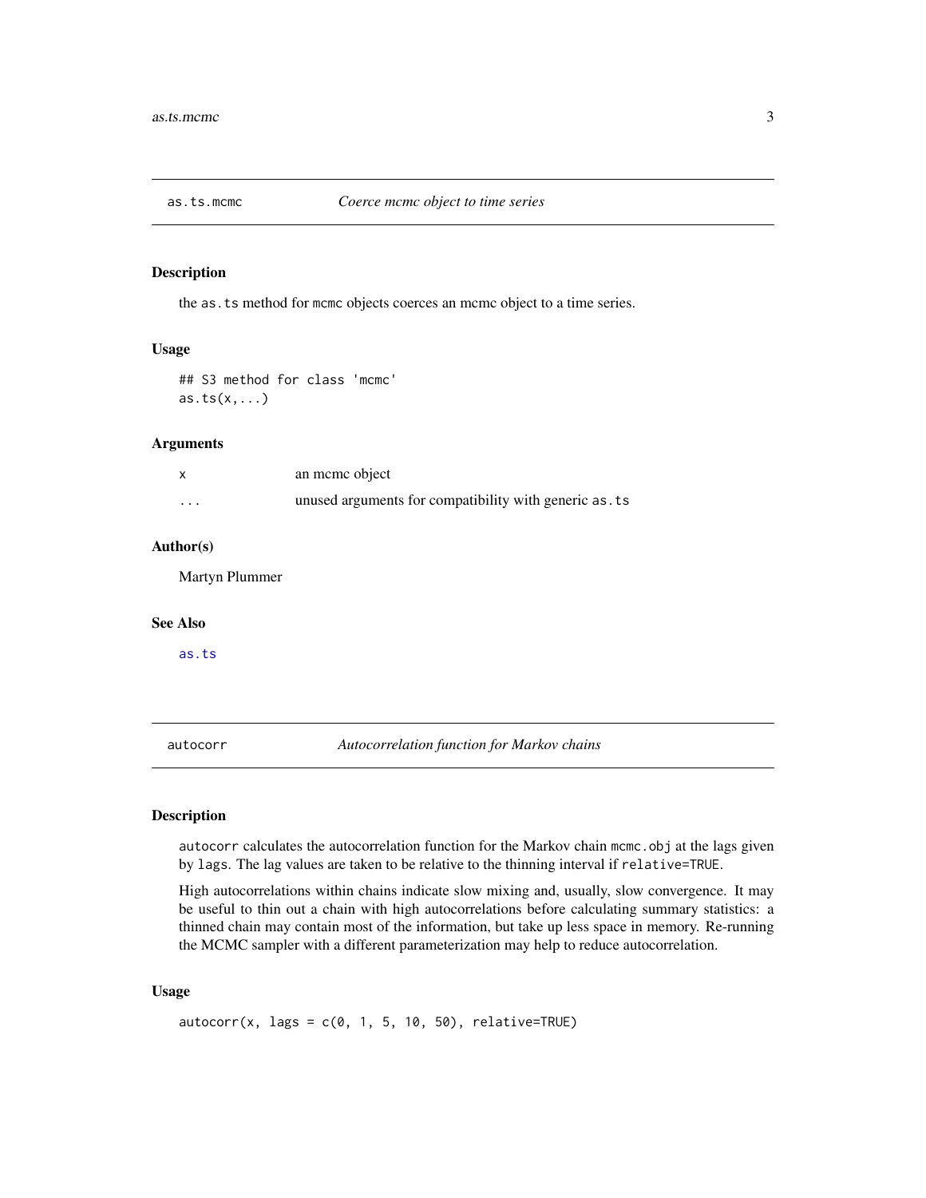## as.ts.mcmc — *Coerce mcmc object to time series*

### Description

the `as.ts` method for `mcmc` objects coerces an mcmc object to a time series.

### Usage

```
## S3 method for class 'mcmc'
as.ts(x,...)
```

### Arguments

| | |
|---|---|
| `x` | an mcmc object |
| `...` | unused arguments for compatibility with generic `as.ts` |

### Author(s)

Martyn Plummer

### See Also

`as.ts`

## autocorr — *Autocorrelation function for Markov chains*

### Description

`autocorr` calculates the autocorrelation function for the Markov chain `mcmc.obj` at the lags given by `lags`. The lag values are taken to be relative to the thinning interval if `relative=TRUE`.

High autocorrelations within chains indicate slow mixing and, usually, slow convergence. It may be useful to thin out a chain with high autocorrelations before calculating summary statistics: a thinned chain may contain most of the information, but take up less space in memory. Re-running the MCMC sampler with a different parameterization may help to reduce autocorrelation.

### Usage

```
autocorr(x, lags = c(0, 1, 5, 10, 50), relative=TRUE)
```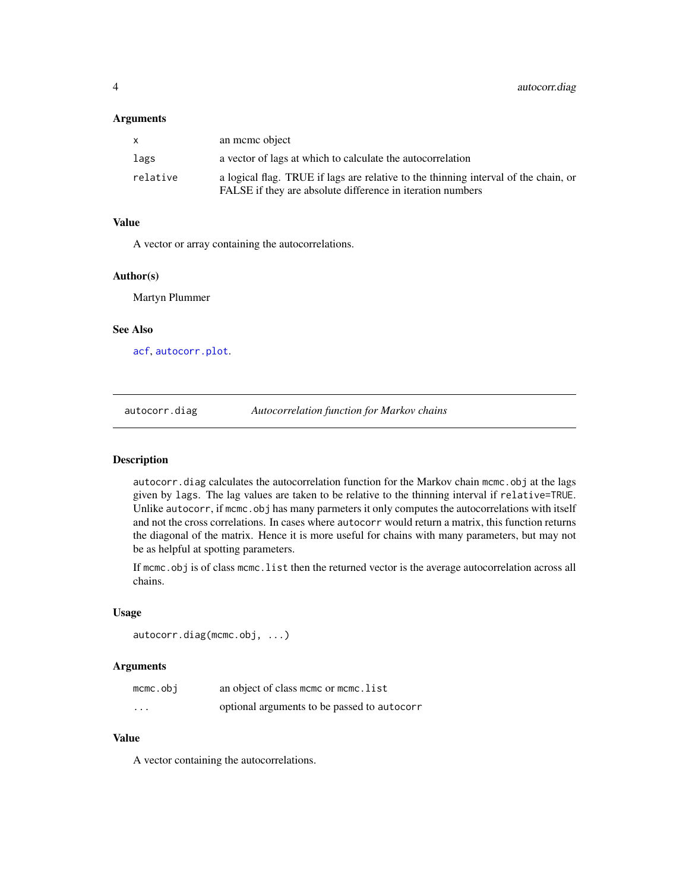### Arguments

| | |
|---|---|
| `x` | an mcmc object |
| `lags` | a vector of lags at which to calculate the autocorrelation |
| `relative` | a logical flag. TRUE if lags are relative to the thinning interval of the chain, or FALSE if they are absolute difference in iteration numbers |

### Value

A vector or array containing the autocorrelations.

### Author(s)

Martyn Plummer

### See Also

`acf`, `autocorr.plot`.

---

## autocorr.diag    *Autocorrelation function for Markov chains*

---

### Description

`autocorr.diag` calculates the autocorrelation function for the Markov chain `mcmc.obj` at the lags given by `lags`. The lag values are taken to be relative to the thinning interval if `relative=TRUE`. Unlike `autocorr`, if `mcmc.obj` has many parmeters it only computes the autocorrelations with itself and not the cross correlations. In cases where `autocorr` would return a matrix, this function returns the diagonal of the matrix. Hence it is more useful for chains with many parameters, but may not be as helpful at spotting parameters.

If `mcmc.obj` is of class `mcmc.list` then the returned vector is the average autocorrelation across all chains.

### Usage

```
autocorr.diag(mcmc.obj, ...)
```

### Arguments

| | |
|---|---|
| `mcmc.obj` | an object of class `mcmc` or `mcmc.list` |
| `...` | optional arguments to be passed to `autocorr` |

### Value

A vector containing the autocorrelations.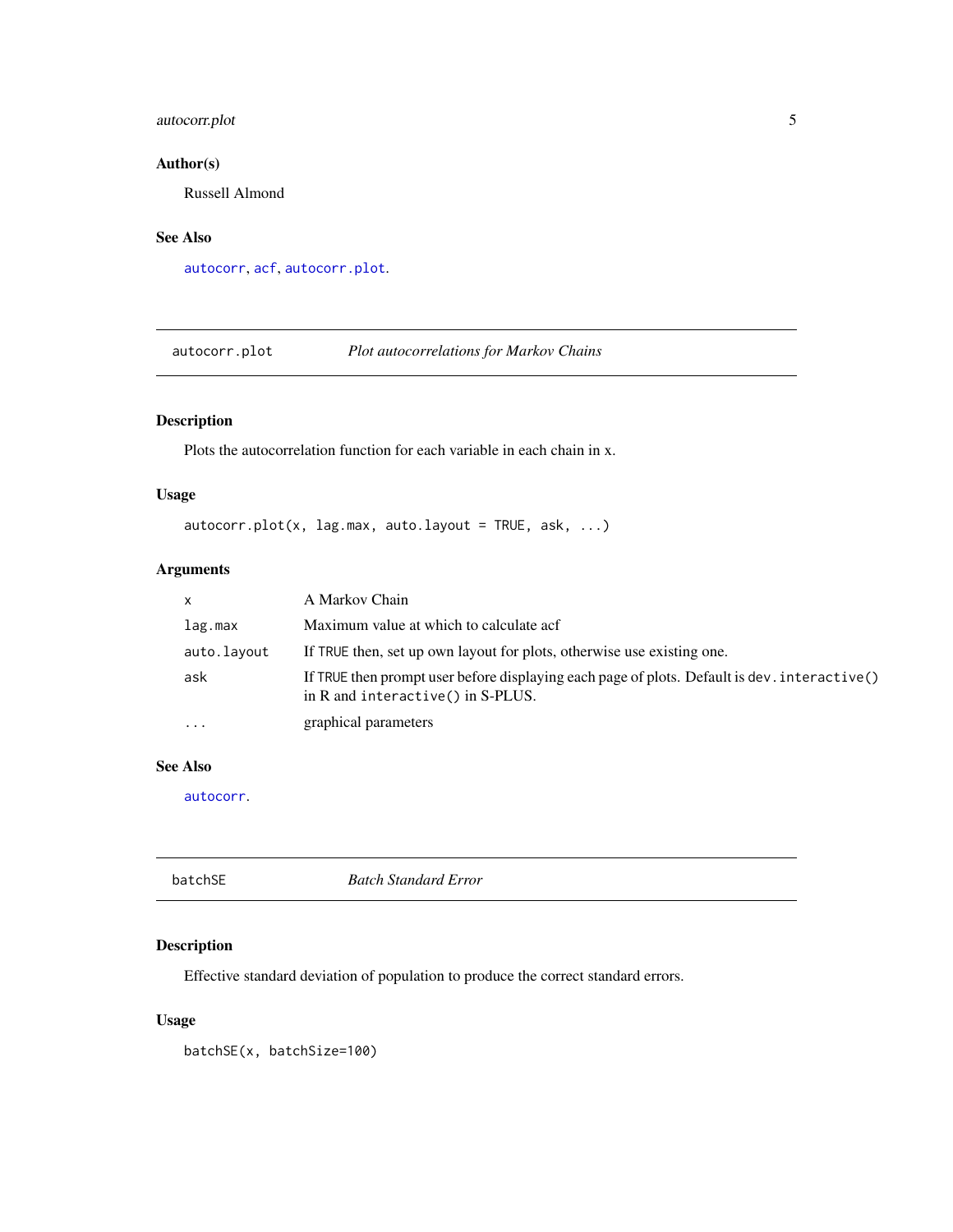### Author(s)

Russell Almond

### See Also

`autocorr`, `acf`, `autocorr.plot`.

---

## autocorr.plot — *Plot autocorrelations for Markov Chains*

### Description

Plots the autocorrelation function for each variable in each chain in x.

### Usage

```
autocorr.plot(x, lag.max, auto.layout = TRUE, ask, ...)
```

### Arguments

| | |
|---|---|
| `x` | A Markov Chain |
| `lag.max` | Maximum value at which to calculate acf |
| `auto.layout` | If `TRUE` then, set up own layout for plots, otherwise use existing one. |
| `ask` | If `TRUE` then prompt user before displaying each page of plots. Default is `dev.interactive()` in R and `interactive()` in S-PLUS. |
| `...` | graphical parameters |

### See Also

`autocorr`.

---

## batchSE — *Batch Standard Error*

### Description

Effective standard deviation of population to produce the correct standard errors.

### Usage

```
batchSE(x, batchSize=100)
```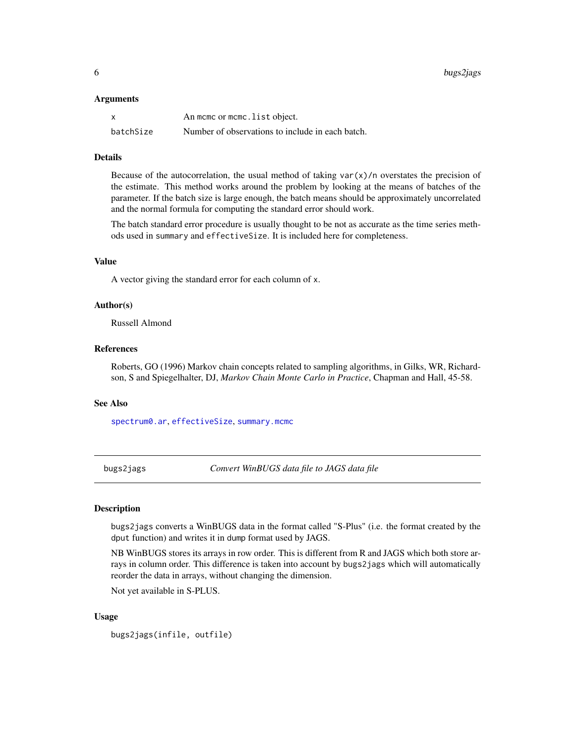### Arguments

| | |
|---|---|
| `x` | An `mcmc` or `mcmc.list` object. |
| `batchSize` | Number of observations to include in each batch. |

### Details

Because of the autocorrelation, the usual method of taking `var(x)/n` overstates the precision of the estimate. This method works around the problem by looking at the means of batches of the parameter. If the batch size is large enough, the batch means should be approximately uncorrelated and the normal formula for computing the standard error should work.

The batch standard error procedure is usually thought to be not as accurate as the time series methods used in `summary` and `effectiveSize`. It is included here for completeness.

### Value

A vector giving the standard error for each column of `x`.

### Author(s)

Russell Almond

### References

Roberts, GO (1996) Markov chain concepts related to sampling algorithms, in Gilks, WR, Richardson, S and Spiegelhalter, DJ, *Markov Chain Monte Carlo in Practice*, Chapman and Hall, 45-58.

### See Also

`spectrum0.ar`, `effectiveSize`, `summary.mcmc`

---

## bugs2jags — *Convert WinBUGS data file to JAGS data file*

### Description

`bugs2jags` converts a WinBUGS data in the format called "S-Plus" (i.e. the format created by the `dput` function) and writes it in `dump` format used by JAGS.

NB WinBUGS stores its arrays in row order. This is different from R and JAGS which both store arrays in column order. This difference is taken into account by `bugs2jags` which will automatically reorder the data in arrays, without changing the dimension.

Not yet available in S-PLUS.

### Usage

```
bugs2jags(infile, outfile)
```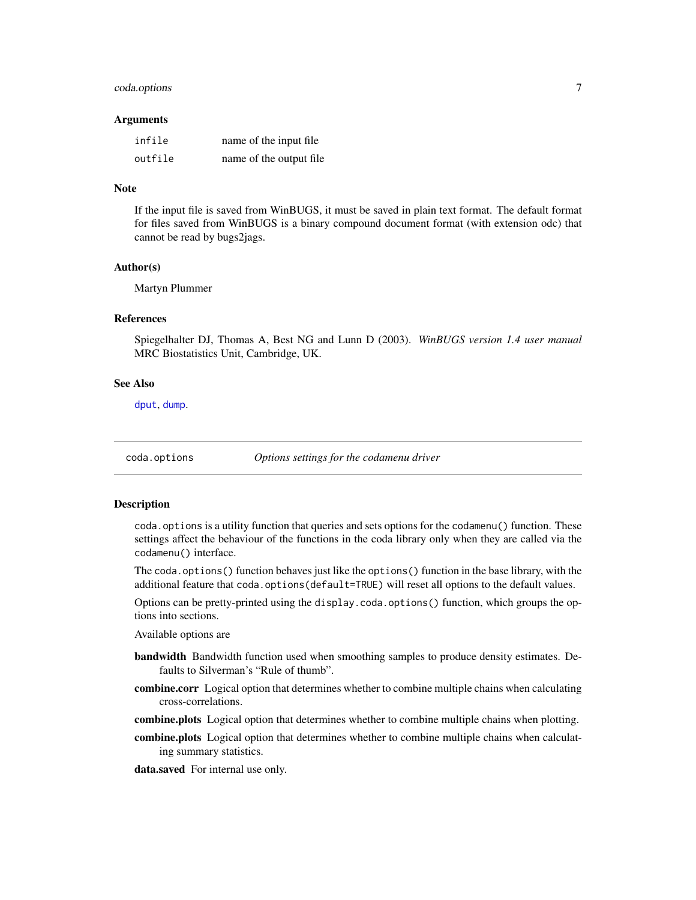### Arguments

| | |
|---|---|
| `infile` | name of the input file |
| `outfile` | name of the output file |

### Note

If the input file is saved from WinBUGS, it must be saved in plain text format. The default format for files saved from WinBUGS is a binary compound document format (with extension odc) that cannot be read by bugs2jags.

### Author(s)

Martyn Plummer

### References

Spiegelhalter DJ, Thomas A, Best NG and Lunn D (2003). *WinBUGS version 1.4 user manual* MRC Biostatistics Unit, Cambridge, UK.

### See Also

`dput`, `dump`.

---

## `coda.options` — *Options settings for the codamenu driver*

---

### Description

`coda.options` is a utility function that queries and sets options for the `codamenu()` function. These settings affect the behaviour of the functions in the coda library only when they are called via the `codamenu()` interface.

The `coda.options()` function behaves just like the `options()` function in the base library, with the additional feature that `coda.options(default=TRUE)` will reset all options to the default values.

Options can be pretty-printed using the `display.coda.options()` function, which groups the options into sections.

Available options are

**bandwidth** Bandwidth function used when smoothing samples to produce density estimates. Defaults to Silverman's "Rule of thumb".

**combine.corr** Logical option that determines whether to combine multiple chains when calculating cross-correlations.

**combine.plots** Logical option that determines whether to combine multiple chains when plotting.

**combine.plots** Logical option that determines whether to combine multiple chains when calculating summary statistics.

**data.saved** For internal use only.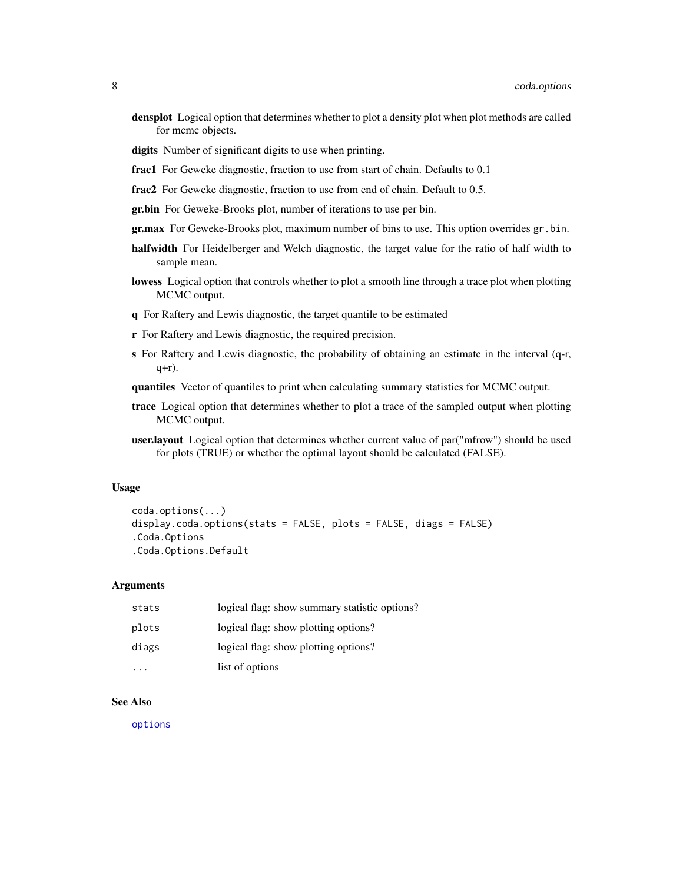**densplot** Logical option that determines whether to plot a density plot when plot methods are called for mcmc objects.

**digits** Number of significant digits to use when printing.

**frac1** For Geweke diagnostic, fraction to use from start of chain. Defaults to 0.1

**frac2** For Geweke diagnostic, fraction to use from end of chain. Default to 0.5.

**gr.bin** For Geweke-Brooks plot, number of iterations to use per bin.

**gr.max** For Geweke-Brooks plot, maximum number of bins to use. This option overrides `gr.bin`.

**halfwidth** For Heidelberger and Welch diagnostic, the target value for the ratio of half width to sample mean.

**lowess** Logical option that controls whether to plot a smooth line through a trace plot when plotting MCMC output.

**q** For Raftery and Lewis diagnostic, the target quantile to be estimated

**r** For Raftery and Lewis diagnostic, the required precision.

**s** For Raftery and Lewis diagnostic, the probability of obtaining an estimate in the interval (q-r, q+r).

**quantiles** Vector of quantiles to print when calculating summary statistics for MCMC output.

**trace** Logical option that determines whether to plot a trace of the sampled output when plotting MCMC output.

**user.layout** Logical option that determines whether current value of par("mfrow") should be used for plots (TRUE) or whether the optimal layout should be calculated (FALSE).

## Usage

```
coda.options(...)
display.coda.options(stats = FALSE, plots = FALSE, diags = FALSE)
.Coda.Options
.Coda.Options.Default
```

## Arguments

| | |
|---|---|
| `stats` | logical flag: show summary statistic options? |
| `plots` | logical flag: show plotting options? |
| `diags` | logical flag: show plotting options? |
| `...` | list of options |

## See Also

`options`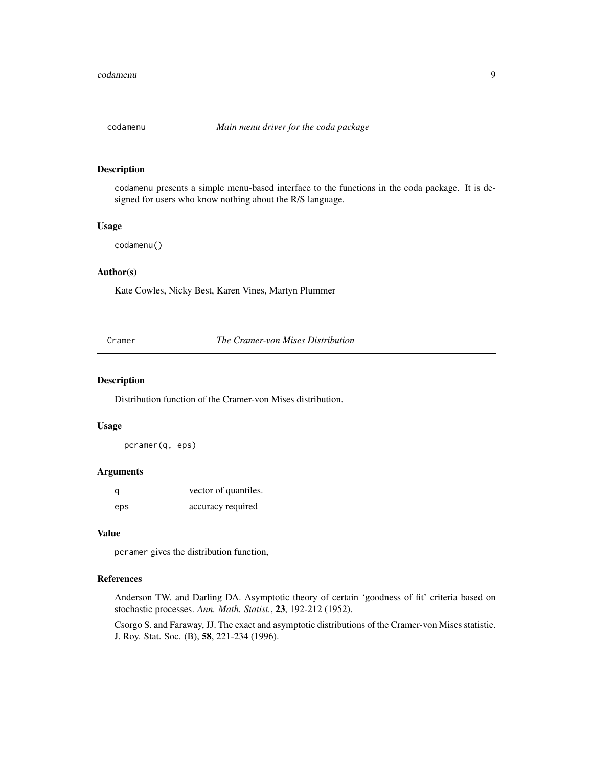## codamenu *Main menu driver for the coda package*

### Description

codamenu presents a simple menu-based interface to the functions in the coda package. It is designed for users who know nothing about the R/S language.

### Usage

```
codamenu()
```

### Author(s)

Kate Cowles, Nicky Best, Karen Vines, Martyn Plummer

## Cramer *The Cramer-von Mises Distribution*

### Description

Distribution function of the Cramer-von Mises distribution.

### Usage

```
pcramer(q, eps)
```

### Arguments

| | |
|---|---|
| q | vector of quantiles. |
| eps | accuracy required |

### Value

pcramer gives the distribution function,

### References

Anderson TW. and Darling DA. Asymptotic theory of certain 'goodness of fit' criteria based on stochastic processes. *Ann. Math. Statist.*, **23**, 192-212 (1952).

Csorgo S. and Faraway, JJ. The exact and asymptotic distributions of the Cramer-von Mises statistic. J. Roy. Stat. Soc. (B), **58**, 221-234 (1996).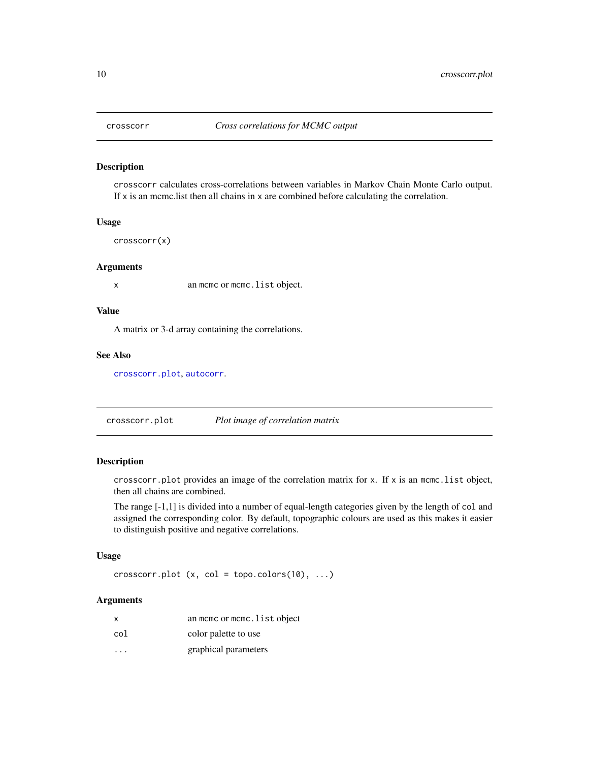## crosscorr — *Cross correlations for MCMC output*

### Description

`crosscorr` calculates cross-correlations between variables in Markov Chain Monte Carlo output. If `x` is an mcmc.list then all chains in `x` are combined before calculating the correlation.

### Usage

```
crosscorr(x)
```

### Arguments

| | |
|---|---|
| `x` | an `mcmc` or `mcmc.list` object. |

### Value

A matrix or 3-d array containing the correlations.

### See Also

`crosscorr.plot`, `autocorr`.

## crosscorr.plot — *Plot image of correlation matrix*

### Description

`crosscorr.plot` provides an image of the correlation matrix for `x`. If `x` is an `mcmc.list` object, then all chains are combined.

The range [-1,1] is divided into a number of equal-length categories given by the length of `col` and assigned the corresponding color. By default, topographic colours are used as this makes it easier to distinguish positive and negative correlations.

### Usage

```
crosscorr.plot (x, col = topo.colors(10), ...)
```

### Arguments

| | |
|---|---|
| `x` | an `mcmc` or `mcmc.list` object |
| `col` | color palette to use |
| `...` | graphical parameters |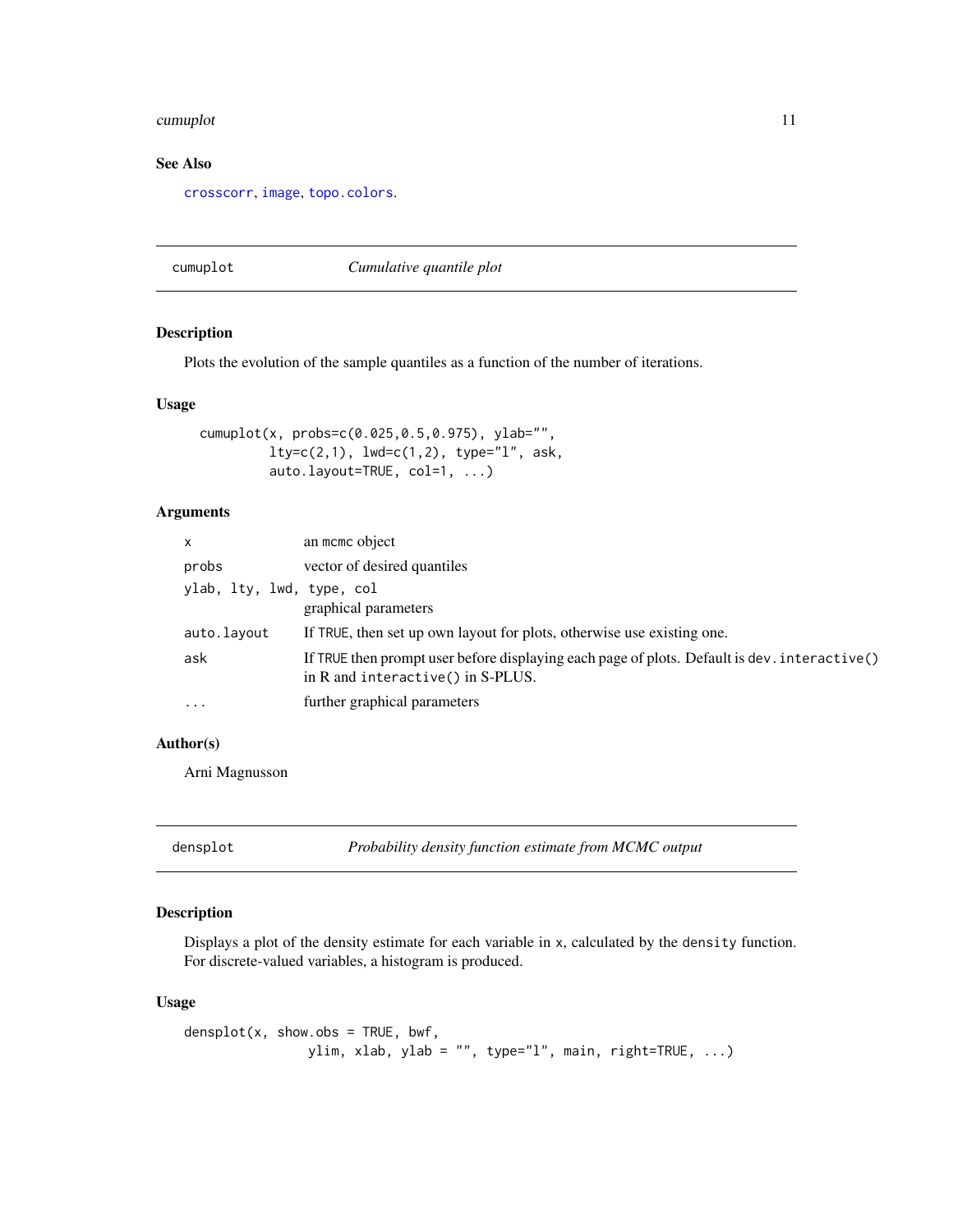### See Also

crosscorr, image, topo.colors.

---

## cumuplot — *Cumulative quantile plot*

### Description

Plots the evolution of the sample quantiles as a function of the number of iterations.

### Usage

```
cumuplot(x, probs=c(0.025,0.5,0.975), ylab="",
         lty=c(2,1), lwd=c(1,2), type="l", ask,
         auto.layout=TRUE, col=1, ...)
```

### Arguments

| | |
|---|---|
| x | an mcmc object |
| probs | vector of desired quantiles |
| ylab, lty, lwd, type, col | graphical parameters |
| auto.layout | If TRUE, then set up own layout for plots, otherwise use existing one. |
| ask | If TRUE then prompt user before displaying each page of plots. Default is dev.interactive() in R and interactive() in S-PLUS. |
| ... | further graphical parameters |

### Author(s)

Arni Magnusson

---

## densplot — *Probability density function estimate from MCMC output*

### Description

Displays a plot of the density estimate for each variable in x, calculated by the density function. For discrete-valued variables, a histogram is produced.

### Usage

```
densplot(x, show.obs = TRUE, bwf,
             ylim, xlab, ylab = "", type="l", main, right=TRUE, ...)
```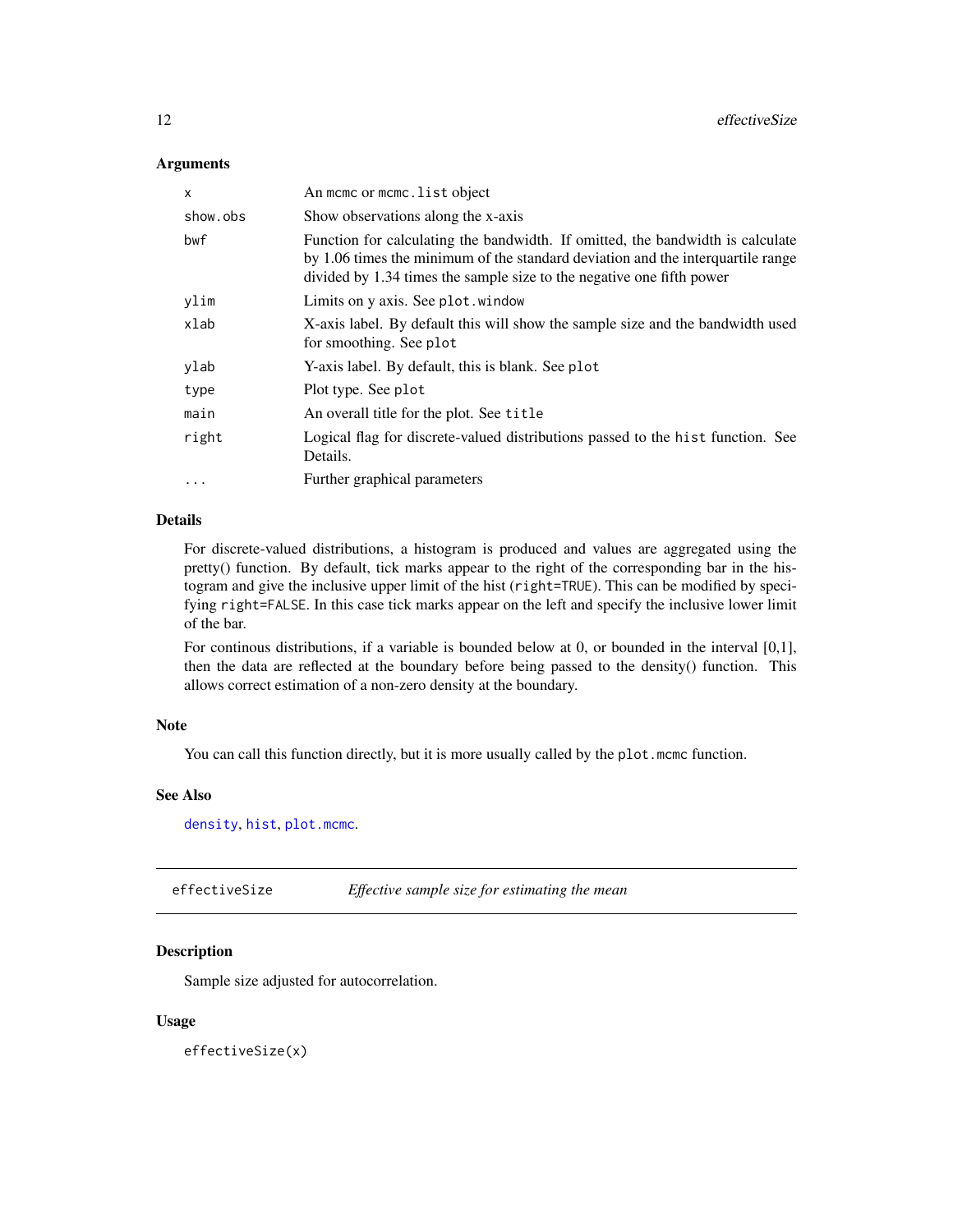### Arguments

| | |
|---|---|
| `x` | An `mcmc` or `mcmc.list` object |
| `show.obs` | Show observations along the x-axis |
| `bwf` | Function for calculating the bandwidth. If omitted, the bandwidth is calculate by 1.06 times the minimum of the standard deviation and the interquartile range divided by 1.34 times the sample size to the negative one fifth power |
| `ylim` | Limits on y axis. See `plot.window` |
| `xlab` | X-axis label. By default this will show the sample size and the bandwidth used for smoothing. See `plot` |
| `ylab` | Y-axis label. By default, this is blank. See `plot` |
| `type` | Plot type. See `plot` |
| `main` | An overall title for the plot. See `title` |
| `right` | Logical flag for discrete-valued distributions passed to the `hist` function. See Details. |
| `...` | Further graphical parameters |

### Details

For discrete-valued distributions, a histogram is produced and values are aggregated using the pretty() function. By default, tick marks appear to the right of the corresponding bar in the histogram and give the inclusive upper limit of the hist (`right=TRUE`). This can be modified by specifying `right=FALSE`. In this case tick marks appear on the left and specify the inclusive lower limit of the bar.

For continous distributions, if a variable is bounded below at 0, or bounded in the interval [0,1], then the data are reflected at the boundary before being passed to the density() function. This allows correct estimation of a non-zero density at the boundary.

### Note

You can call this function directly, but it is more usually called by the `plot.mcmc` function.

### See Also

`density`, `hist`, `plot.mcmc`.

---

## effectiveSize — *Effective sample size for estimating the mean*

### Description

Sample size adjusted for autocorrelation.

### Usage

```
effectiveSize(x)
```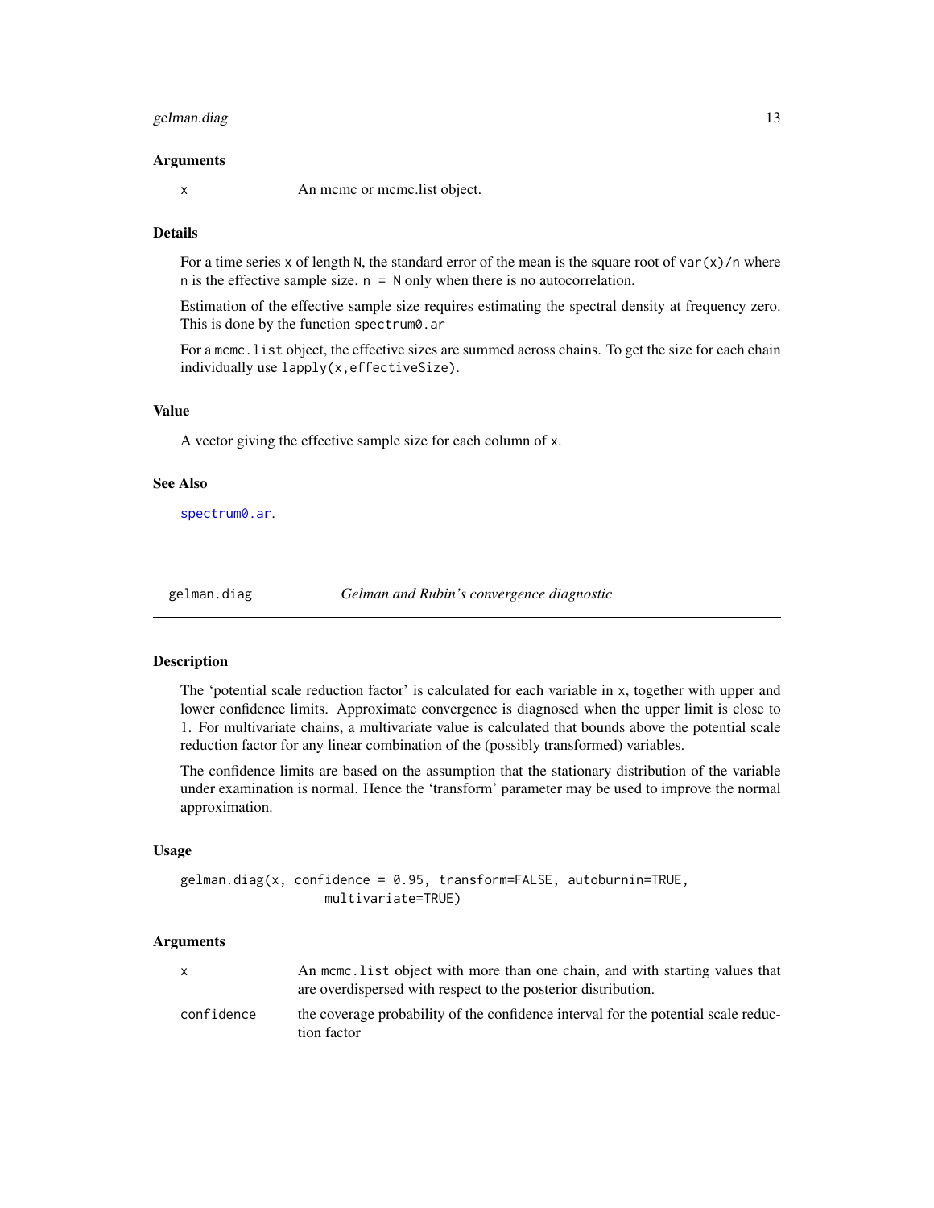### Arguments

| | |
|---|---|
| `x` | An mcmc or mcmc.list object. |

### Details

For a time series `x` of length `N`, the standard error of the mean is the square root of `var(x)/n` where `n` is the effective sample size. `n = N` only when there is no autocorrelation.

Estimation of the effective sample size requires estimating the spectral density at frequency zero. This is done by the function `spectrum0.ar`

For a `mcmc.list` object, the effective sizes are summed across chains. To get the size for each chain individually use `lapply(x,effectiveSize)`.

### Value

A vector giving the effective sample size for each column of `x`.

### See Also

`spectrum0.ar`.

---

## gelman.diag — *Gelman and Rubin's convergence diagnostic*

### Description

The 'potential scale reduction factor' is calculated for each variable in `x`, together with upper and lower confidence limits. Approximate convergence is diagnosed when the upper limit is close to 1. For multivariate chains, a multivariate value is calculated that bounds above the potential scale reduction factor for any linear combination of the (possibly transformed) variables.

The confidence limits are based on the assumption that the stationary distribution of the variable under examination is normal. Hence the 'transform' parameter may be used to improve the normal approximation.

### Usage

```
gelman.diag(x, confidence = 0.95, transform=FALSE, autoburnin=TRUE,
                   multivariate=TRUE)
```

### Arguments

| | |
|---|---|
| `x` | An `mcmc.list` object with more than one chain, and with starting values that are overdispersed with respect to the posterior distribution. |
| `confidence` | the coverage probability of the confidence interval for the potential scale reduction factor |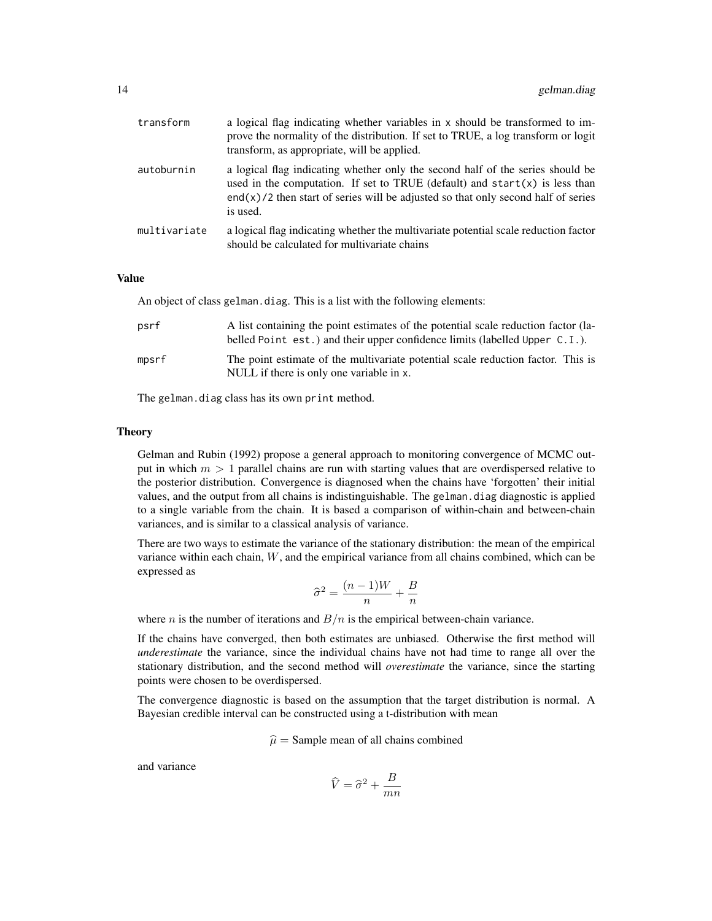| | |
|---|---|
| `transform` | a logical flag indicating whether variables in x should be transformed to improve the normality of the distribution. If set to TRUE, a log transform or logit transform, as appropriate, will be applied. |
| `autoburnin` | a logical flag indicating whether only the second half of the series should be used in the computation. If set to TRUE (default) and `start(x)` is less than `end(x)/2` then start of series will be adjusted so that only second half of series is used. |
| `multivariate` | a logical flag indicating whether the multivariate potential scale reduction factor should be calculated for multivariate chains |

## Value

An object of class `gelman.diag`. This is a list with the following elements:

| | |
|---|---|
| `psrf` | A list containing the point estimates of the potential scale reduction factor (labelled `Point est.`) and their upper confidence limits (labelled `Upper C.I.`). |
| `mpsrf` | The point estimate of the multivariate potential scale reduction factor. This is NULL if there is only one variable in x. |

The `gelman.diag` class has its own `print` method.

## Theory

Gelman and Rubin (1992) propose a general approach to monitoring convergence of MCMC output in which $m > 1$ parallel chains are run with starting values that are overdispersed relative to the posterior distribution. Convergence is diagnosed when the chains have 'forgotten' their initial values, and the output from all chains is indistinguishable. The `gelman.diag` diagnostic is applied to a single variable from the chain. It is based a comparison of within-chain and between-chain variances, and is similar to a classical analysis of variance.

There are two ways to estimate the variance of the stationary distribution: the mean of the empirical variance within each chain, $W$, and the empirical variance from all chains combined, which can be expressed as

$$\widehat{\sigma}^2 = \frac{(n-1)W}{n} + \frac{B}{n}$$

where $n$ is the number of iterations and $B/n$ is the empirical between-chain variance.

If the chains have converged, then both estimates are unbiased. Otherwise the first method will *underestimate* the variance, since the individual chains have not had time to range all over the stationary distribution, and the second method will *overestimate* the variance, since the starting points were chosen to be overdispersed.

The convergence diagnostic is based on the assumption that the target distribution is normal. A Bayesian credible interval can be constructed using a t-distribution with mean

$$\widehat{\mu} = \text{Sample mean of all chains combined}$$

and variance

$$\widehat{V} = \widehat{\sigma}^2 + \frac{B}{mn}$$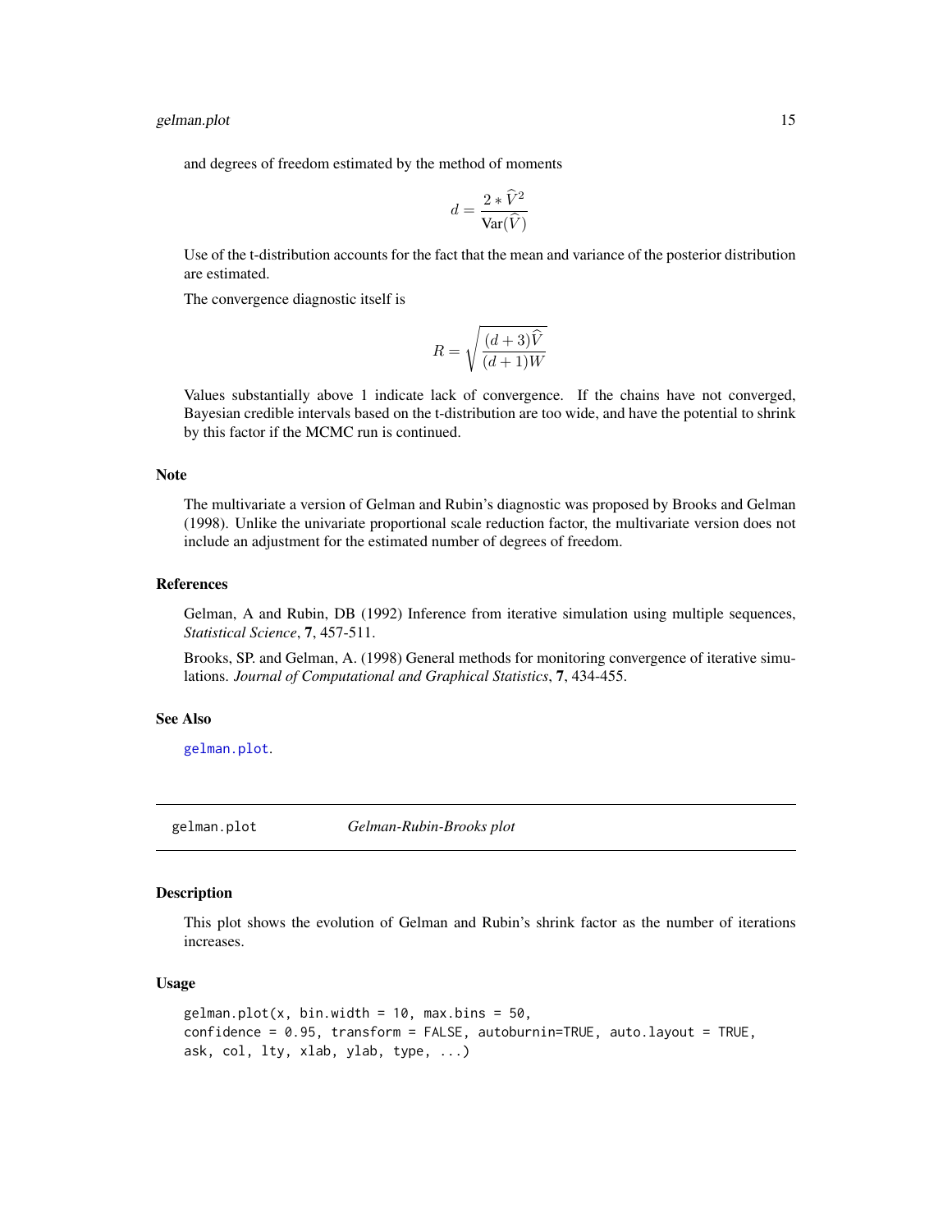and degrees of freedom estimated by the method of moments

$$d = \frac{2 * \widehat{V}^2}{\text{Var}(\widehat{V})}$$

Use of the t-distribution accounts for the fact that the mean and variance of the posterior distribution are estimated.

The convergence diagnostic itself is

$$R = \sqrt{\frac{(d+3)\widehat{V}}{(d+1)W}}$$

Values substantially above 1 indicate lack of convergence. If the chains have not converged, Bayesian credible intervals based on the t-distribution are too wide, and have the potential to shrink by this factor if the MCMC run is continued.

### Note

The multivariate a version of Gelman and Rubin's diagnostic was proposed by Brooks and Gelman (1998). Unlike the univariate proportional scale reduction factor, the multivariate version does not include an adjustment for the estimated number of degrees of freedom.

### References

Gelman, A and Rubin, DB (1992) Inference from iterative simulation using multiple sequences, *Statistical Science*, **7**, 457-511.

Brooks, SP. and Gelman, A. (1998) General methods for monitoring convergence of iterative simulations. *Journal of Computational and Graphical Statistics*, **7**, 434-455.

### See Also

gelman.plot.

---

## gelman.plot — *Gelman-Rubin-Brooks plot*

### Description

This plot shows the evolution of Gelman and Rubin's shrink factor as the number of iterations increases.

### Usage

```
gelman.plot(x, bin.width = 10, max.bins = 50,
confidence = 0.95, transform = FALSE, autoburnin=TRUE, auto.layout = TRUE,
ask, col, lty, xlab, ylab, type, ...)
```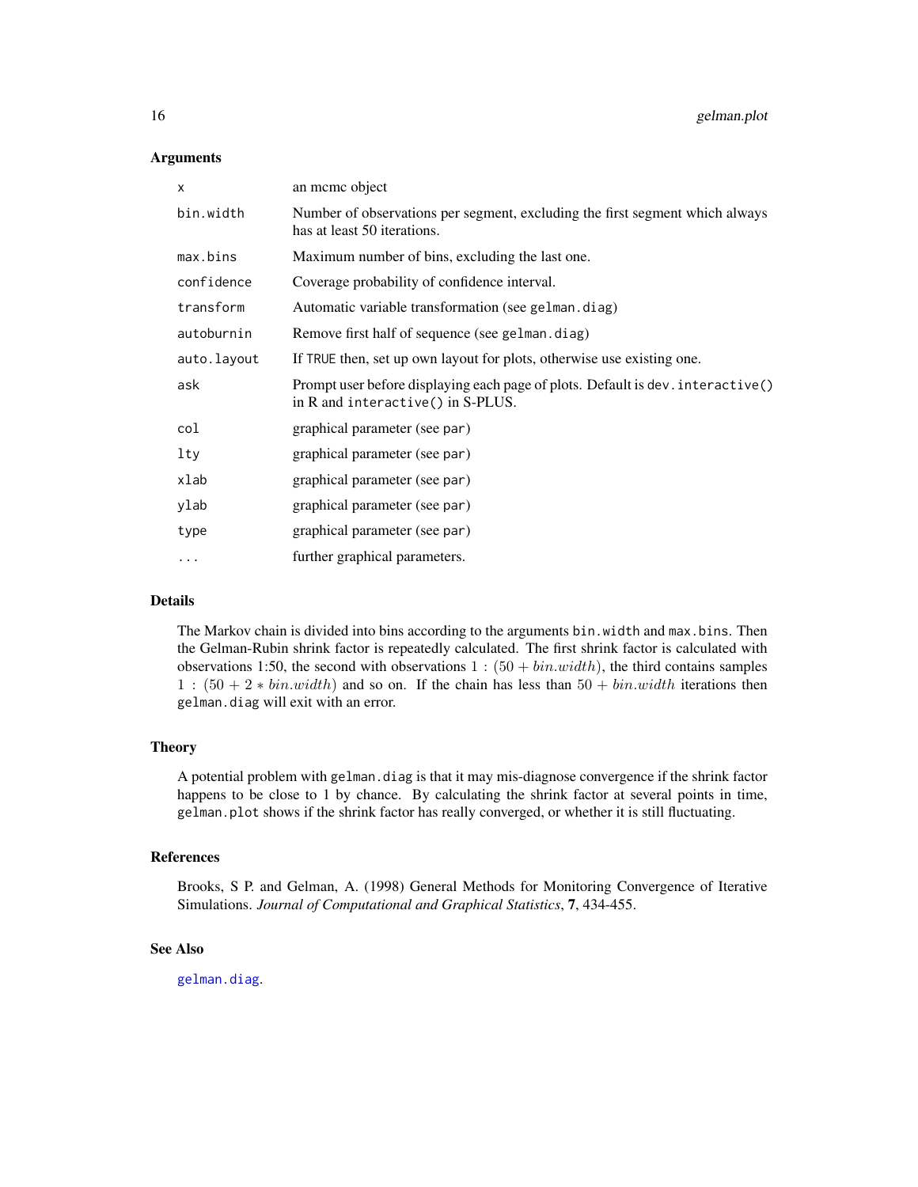### Arguments

| | |
|---|---|
| `x` | an mcmc object |
| `bin.width` | Number of observations per segment, excluding the first segment which always has at least 50 iterations. |
| `max.bins` | Maximum number of bins, excluding the last one. |
| `confidence` | Coverage probability of confidence interval. |
| `transform` | Automatic variable transformation (see `gelman.diag`) |
| `autoburnin` | Remove first half of sequence (see `gelman.diag`) |
| `auto.layout` | If `TRUE` then, set up own layout for plots, otherwise use existing one. |
| `ask` | Prompt user before displaying each page of plots. Default is `dev.interactive()` in R and `interactive()` in S-PLUS. |
| `col` | graphical parameter (see `par`) |
| `lty` | graphical parameter (see `par`) |
| `xlab` | graphical parameter (see `par`) |
| `ylab` | graphical parameter (see `par`) |
| `type` | graphical parameter (see `par`) |
| `...` | further graphical parameters. |

### Details

The Markov chain is divided into bins according to the arguments `bin.width` and `max.bins`. Then the Gelman-Rubin shrink factor is repeatedly calculated. The first shrink factor is calculated with observations 1:50, the second with observations $1 : (50 + bin.width)$, the third contains samples $1 : (50 + 2 * bin.width)$ and so on. If the chain has less than $50 + bin.width$ iterations then `gelman.diag` will exit with an error.

### Theory

A potential problem with `gelman.diag` is that it may mis-diagnose convergence if the shrink factor happens to be close to 1 by chance. By calculating the shrink factor at several points in time, `gelman.plot` shows if the shrink factor has really converged, or whether it is still fluctuating.

### References

Brooks, S P. and Gelman, A. (1998) General Methods for Monitoring Convergence of Iterative Simulations. *Journal of Computational and Graphical Statistics*, **7**, 434-455.

### See Also

`gelman.diag`.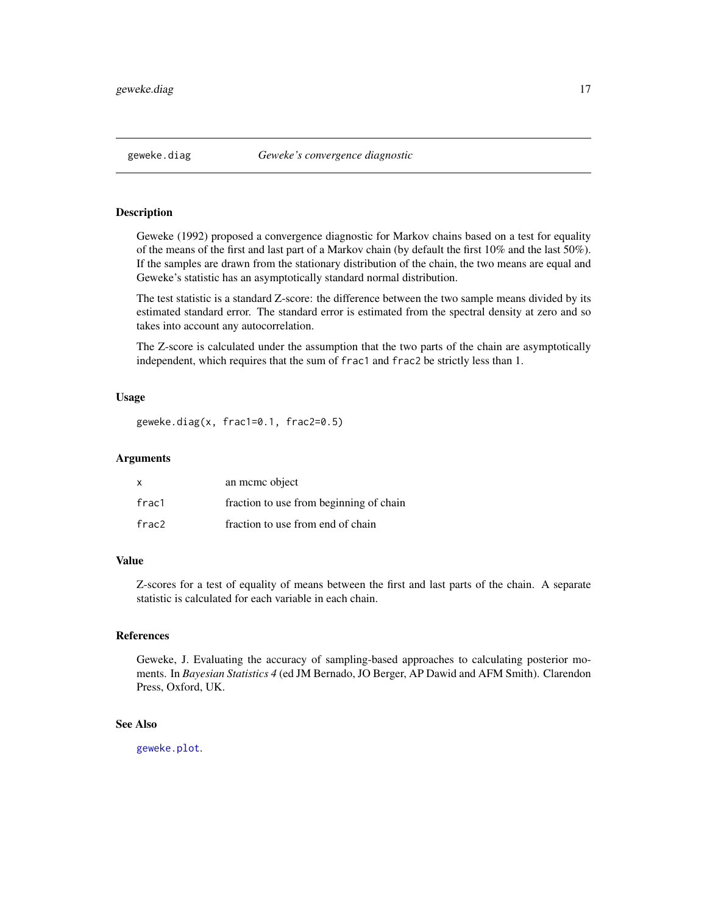## geweke.diag    *Geweke's convergence diagnostic*

### Description

Geweke (1992) proposed a convergence diagnostic for Markov chains based on a test for equality of the means of the first and last part of a Markov chain (by default the first 10% and the last 50%). If the samples are drawn from the stationary distribution of the chain, the two means are equal and Geweke's statistic has an asymptotically standard normal distribution.

The test statistic is a standard Z-score: the difference between the two sample means divided by its estimated standard error. The standard error is estimated from the spectral density at zero and so takes into account any autocorrelation.

The Z-score is calculated under the assumption that the two parts of the chain are asymptotically independent, which requires that the sum of `frac1` and `frac2` be strictly less than 1.

### Usage

```
geweke.diag(x, frac1=0.1, frac2=0.5)
```

### Arguments

| | |
|---|---|
| `x` | an mcmc object |
| `frac1` | fraction to use from beginning of chain |
| `frac2` | fraction to use from end of chain |

### Value

Z-scores for a test of equality of means between the first and last parts of the chain. A separate statistic is calculated for each variable in each chain.

### References

Geweke, J. Evaluating the accuracy of sampling-based approaches to calculating posterior moments. In *Bayesian Statistics 4* (ed JM Bernado, JO Berger, AP Dawid and AFM Smith). Clarendon Press, Oxford, UK.

### See Also

`geweke.plot`.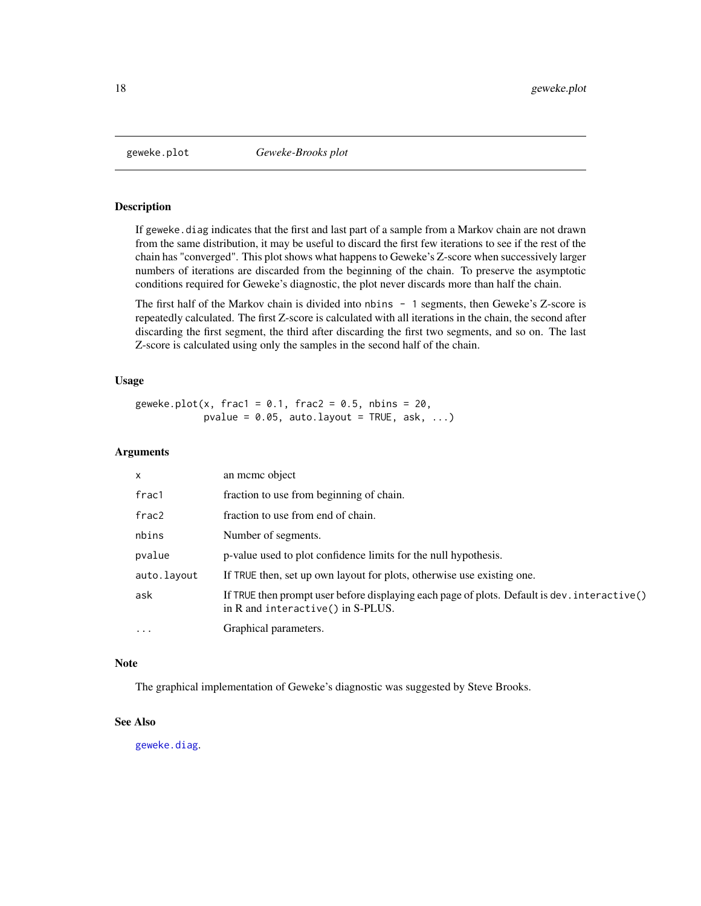## geweke.plot — *Geweke-Brooks plot*

### Description

If `geweke.diag` indicates that the first and last part of a sample from a Markov chain are not drawn from the same distribution, it may be useful to discard the first few iterations to see if the rest of the chain has "converged". This plot shows what happens to Geweke's Z-score when successively larger numbers of iterations are discarded from the beginning of the chain. To preserve the asymptotic conditions required for Geweke's diagnostic, the plot never discards more than half the chain.

The first half of the Markov chain is divided into `nbins - 1` segments, then Geweke's Z-score is repeatedly calculated. The first Z-score is calculated with all iterations in the chain, the second after discarding the first segment, the third after discarding the first two segments, and so on. The last Z-score is calculated using only the samples in the second half of the chain.

### Usage

```
geweke.plot(x, frac1 = 0.1, frac2 = 0.5, nbins = 20,
            pvalue = 0.05, auto.layout = TRUE, ask, ...)
```

### Arguments

| | |
|---|---|
| `x` | an mcmc object |
| `frac1` | fraction to use from beginning of chain. |
| `frac2` | fraction to use from end of chain. |
| `nbins` | Number of segments. |
| `pvalue` | p-value used to plot confidence limits for the null hypothesis. |
| `auto.layout` | If `TRUE` then, set up own layout for plots, otherwise use existing one. |
| `ask` | If `TRUE` then prompt user before displaying each page of plots. Default is `dev.interactive()` in R and `interactive()` in S-PLUS. |
| `...` | Graphical parameters. |

### Note

The graphical implementation of Geweke's diagnostic was suggested by Steve Brooks.

### See Also

`geweke.diag`.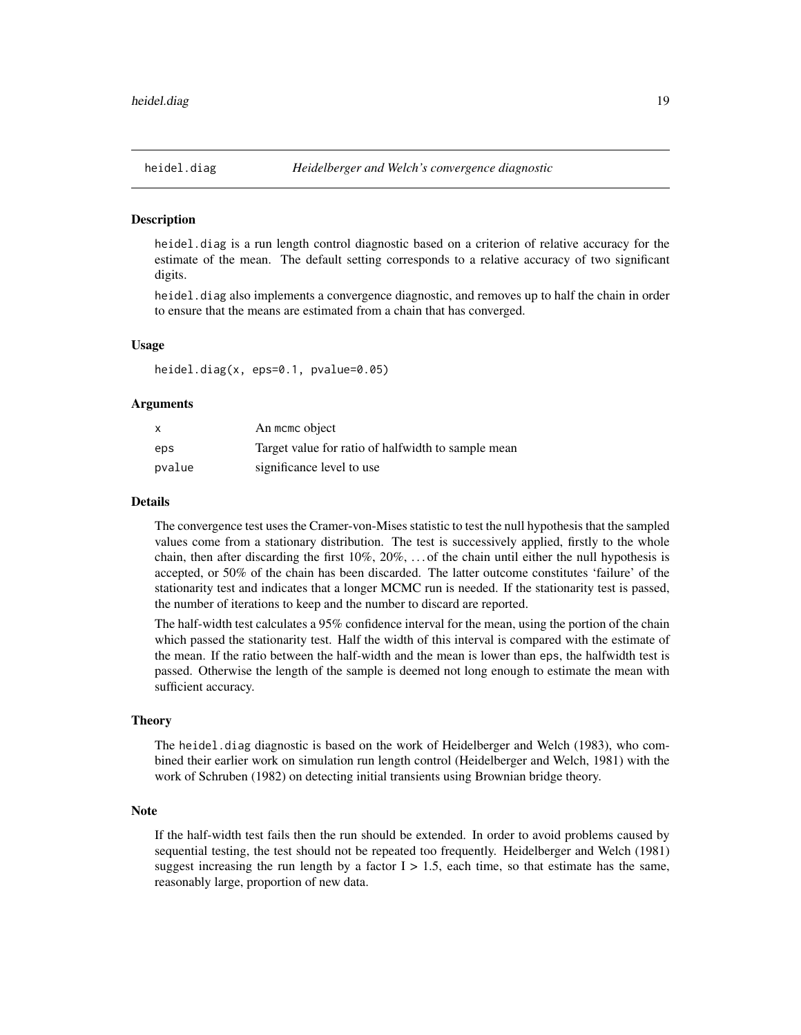## heidel.diag *Heidelberger and Welch's convergence diagnostic*

### Description

heidel.diag is a run length control diagnostic based on a criterion of relative accuracy for the estimate of the mean. The default setting corresponds to a relative accuracy of two significant digits.

heidel.diag also implements a convergence diagnostic, and removes up to half the chain in order to ensure that the means are estimated from a chain that has converged.

### Usage

```
heidel.diag(x, eps=0.1, pvalue=0.05)
```

### Arguments

| | |
|---|---|
| x | An mcmc object |
| eps | Target value for ratio of halfwidth to sample mean |
| pvalue | significance level to use |

### Details

The convergence test uses the Cramer-von-Mises statistic to test the null hypothesis that the sampled values come from a stationary distribution. The test is successively applied, firstly to the whole chain, then after discarding the first 10%, 20%, ... of the chain until either the null hypothesis is accepted, or 50% of the chain has been discarded. The latter outcome constitutes 'failure' of the stationarity test and indicates that a longer MCMC run is needed. If the stationarity test is passed, the number of iterations to keep and the number to discard are reported.

The half-width test calculates a 95% confidence interval for the mean, using the portion of the chain which passed the stationarity test. Half the width of this interval is compared with the estimate of the mean. If the ratio between the half-width and the mean is lower than eps, the halfwidth test is passed. Otherwise the length of the sample is deemed not long enough to estimate the mean with sufficient accuracy.

### Theory

The heidel.diag diagnostic is based on the work of Heidelberger and Welch (1983), who combined their earlier work on simulation run length control (Heidelberger and Welch, 1981) with the work of Schruben (1982) on detecting initial transients using Brownian bridge theory.

### Note

If the half-width test fails then the run should be extended. In order to avoid problems caused by sequential testing, the test should not be repeated too frequently. Heidelberger and Welch (1981) suggest increasing the run length by a factor $I > 1.5$, each time, so that estimate has the same, reasonably large, proportion of new data.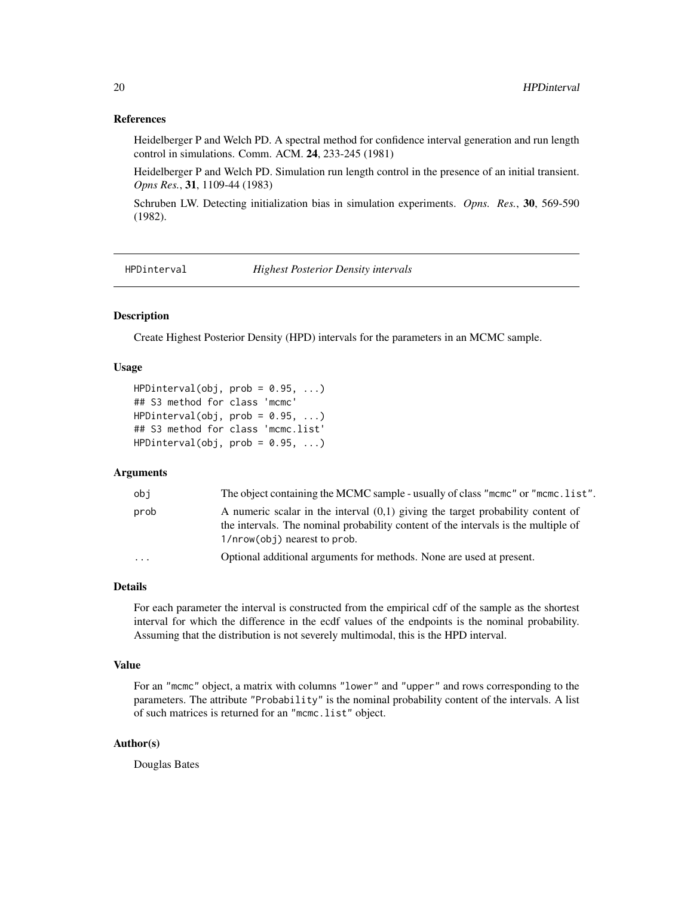### References

Heidelberger P and Welch PD. A spectral method for confidence interval generation and run length control in simulations. Comm. ACM. **24**, 233-245 (1981)

Heidelberger P and Welch PD. Simulation run length control in the presence of an initial transient. *Opns Res.*, **31**, 1109-44 (1983)

Schruben LW. Detecting initialization bias in simulation experiments. *Opns. Res.*, **30**, 569-590 (1982).

---

## HPDinterval — *Highest Posterior Density intervals*

### Description

Create Highest Posterior Density (HPD) intervals for the parameters in an MCMC sample.

### Usage

```
HPDinterval(obj, prob = 0.95, ...)
## S3 method for class 'mcmc'
HPDinterval(obj, prob = 0.95, ...)
## S3 method for class 'mcmc.list'
HPDinterval(obj, prob = 0.95, ...)
```

### Arguments

| | |
|---|---|
| `obj` | The object containing the MCMC sample - usually of class `"mcmc"` or `"mcmc.list"`. |
| `prob` | A numeric scalar in the interval (0,1) giving the target probability content of the intervals. The nominal probability content of the intervals is the multiple of `1/nrow(obj)` nearest to `prob`. |
| `...` | Optional additional arguments for methods. None are used at present. |

### Details

For each parameter the interval is constructed from the empirical cdf of the sample as the shortest interval for which the difference in the ecdf values of the endpoints is the nominal probability. Assuming that the distribution is not severely multimodal, this is the HPD interval.

### Value

For an `"mcmc"` object, a matrix with columns `"lower"` and `"upper"` and rows corresponding to the parameters. The attribute `"Probability"` is the nominal probability content of the intervals. A list of such matrices is returned for an `"mcmc.list"` object.

### Author(s)

Douglas Bates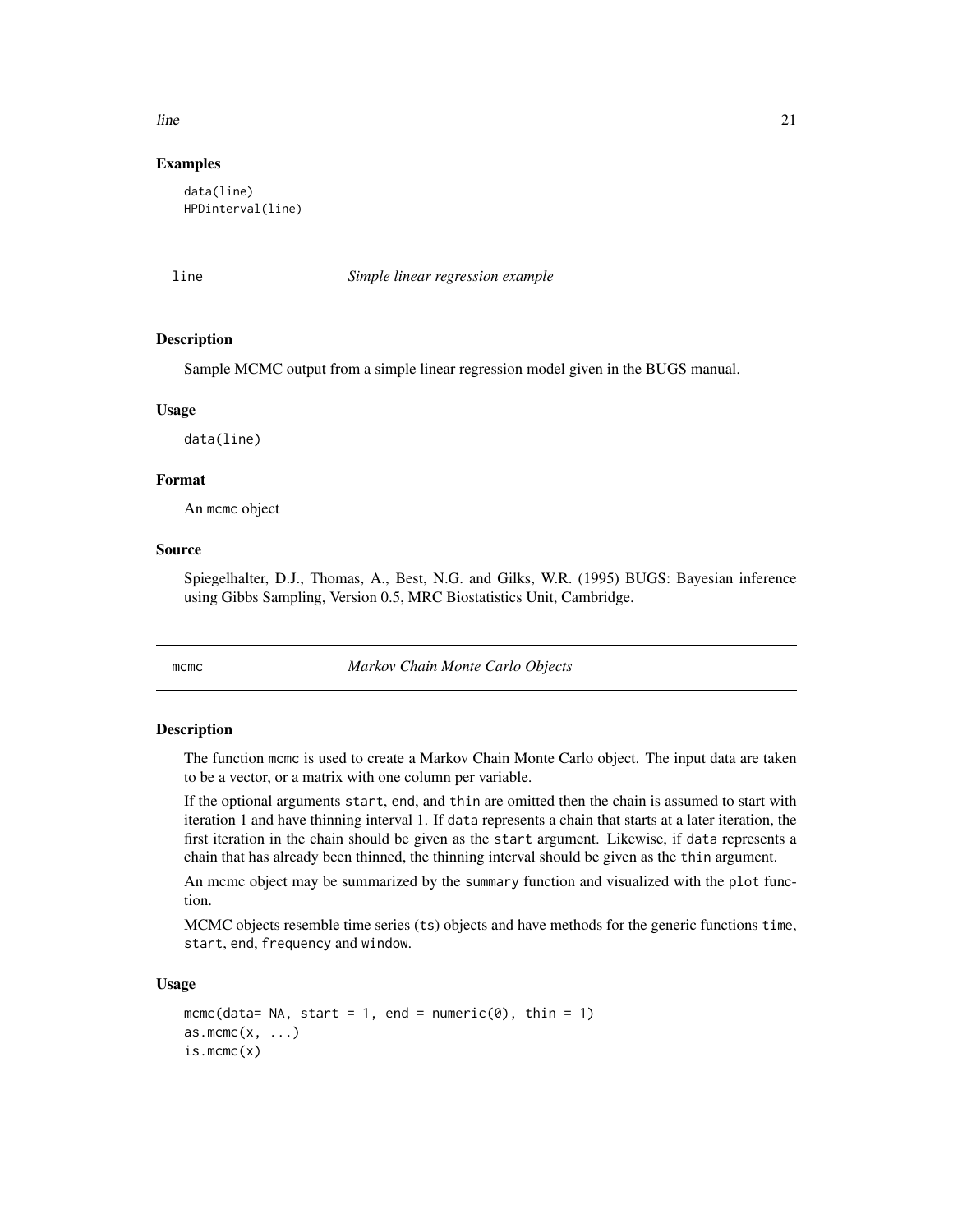## Examples

```
data(line)
HPDinterval(line)
```

---

# line — *Simple linear regression example*

## Description

Sample MCMC output from a simple linear regression model given in the BUGS manual.

## Usage

```
data(line)
```

## Format

An mcmc object

## Source

Spiegelhalter, D.J., Thomas, A., Best, N.G. and Gilks, W.R. (1995) BUGS: Bayesian inference using Gibbs Sampling, Version 0.5, MRC Biostatistics Unit, Cambridge.

---

# mcmc — *Markov Chain Monte Carlo Objects*

## Description

The function mcmc is used to create a Markov Chain Monte Carlo object. The input data are taken to be a vector, or a matrix with one column per variable.

If the optional arguments start, end, and thin are omitted then the chain is assumed to start with iteration 1 and have thinning interval 1. If data represents a chain that starts at a later iteration, the first iteration in the chain should be given as the start argument. Likewise, if data represents a chain that has already been thinned, the thinning interval should be given as the thin argument.

An mcmc object may be summarized by the summary function and visualized with the plot function.

MCMC objects resemble time series (ts) objects and have methods for the generic functions time, start, end, frequency and window.

## Usage

```
mcmc(data= NA, start = 1, end = numeric(0), thin = 1)
as.mcmc(x, ...)
is.mcmc(x)
```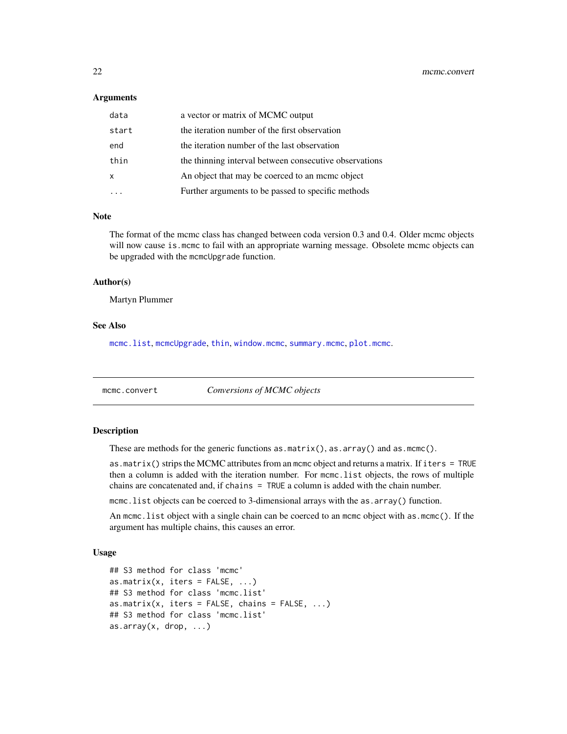### Arguments

| | |
|---|---|
| `data` | a vector or matrix of MCMC output |
| `start` | the iteration number of the first observation |
| `end` | the iteration number of the last observation |
| `thin` | the thinning interval between consecutive observations |
| `x` | An object that may be coerced to an mcmc object |
| `...` | Further arguments to be passed to specific methods |

### Note

The format of the mcmc class has changed between coda version 0.3 and 0.4. Older mcmc objects will now cause `is.mcmc` to fail with an appropriate warning message. Obsolete mcmc objects can be upgraded with the `mcmcUpgrade` function.

### Author(s)

Martyn Plummer

### See Also

`mcmc.list`, `mcmcUpgrade`, `thin`, `window.mcmc`, `summary.mcmc`, `plot.mcmc`.

---

## mcmc.convert — *Conversions of MCMC objects*

---

### Description

These are methods for the generic functions `as.matrix()`, `as.array()` and `as.mcmc()`.

`as.matrix()` strips the MCMC attributes from an mcmc object and returns a matrix. If `iters = TRUE` then a column is added with the iteration number. For `mcmc.list` objects, the rows of multiple chains are concatenated and, if `chains = TRUE` a column is added with the chain number.

`mcmc.list` objects can be coerced to 3-dimensional arrays with the `as.array()` function.

An `mcmc.list` object with a single chain can be coerced to an mcmc object with `as.mcmc()`. If the argument has multiple chains, this causes an error.

### Usage

```
## S3 method for class 'mcmc'
as.matrix(x, iters = FALSE, ...)
## S3 method for class 'mcmc.list'
as.matrix(x, iters = FALSE, chains = FALSE, ...)
## S3 method for class 'mcmc.list'
as.array(x, drop, ...)
```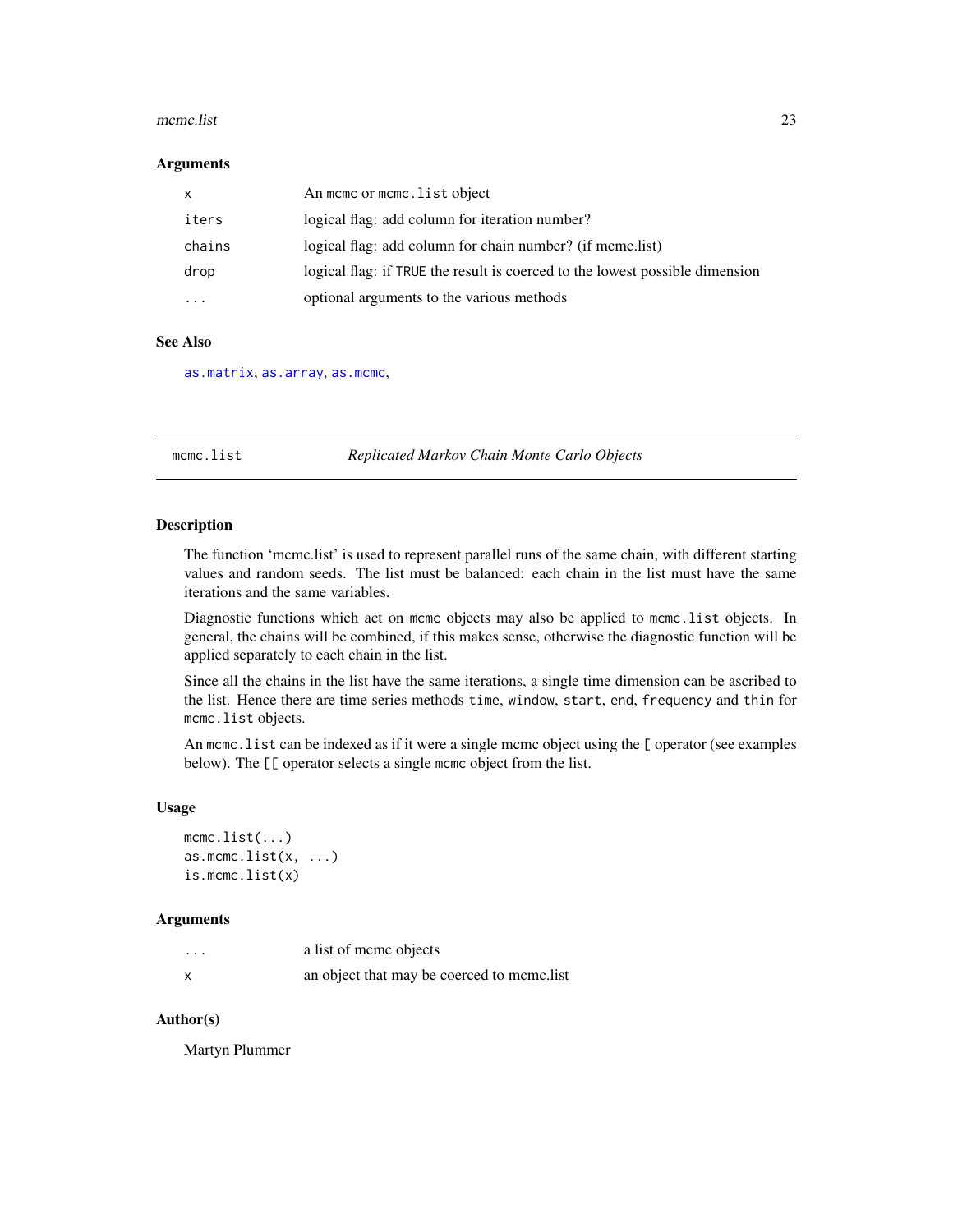### Arguments

| | |
|---|---|
| x | An mcmc or mcmc.list object |
| iters | logical flag: add column for iteration number? |
| chains | logical flag: add column for chain number? (if mcmc.list) |
| drop | logical flag: if TRUE the result is coerced to the lowest possible dimension |
| ... | optional arguments to the various methods |

### See Also

as.matrix, as.array, as.mcmc,

---

## mcmc.list *Replicated Markov Chain Monte Carlo Objects*

---

### Description

The function 'mcmc.list' is used to represent parallel runs of the same chain, with different starting values and random seeds. The list must be balanced: each chain in the list must have the same iterations and the same variables.

Diagnostic functions which act on mcmc objects may also be applied to mcmc.list objects. In general, the chains will be combined, if this makes sense, otherwise the diagnostic function will be applied separately to each chain in the list.

Since all the chains in the list have the same iterations, a single time dimension can be ascribed to the list. Hence there are time series methods time, window, start, end, frequency and thin for mcmc.list objects.

An mcmc.list can be indexed as if it were a single mcmc object using the [ operator (see examples below). The [[ operator selects a single mcmc object from the list.

### Usage

```
mcmc.list(...)
as.mcmc.list(x, ...)
is.mcmc.list(x)
```

### Arguments

| | |
|---|---|
| ... | a list of mcmc objects |
| x | an object that may be coerced to mcmc.list |

### Author(s)

Martyn Plummer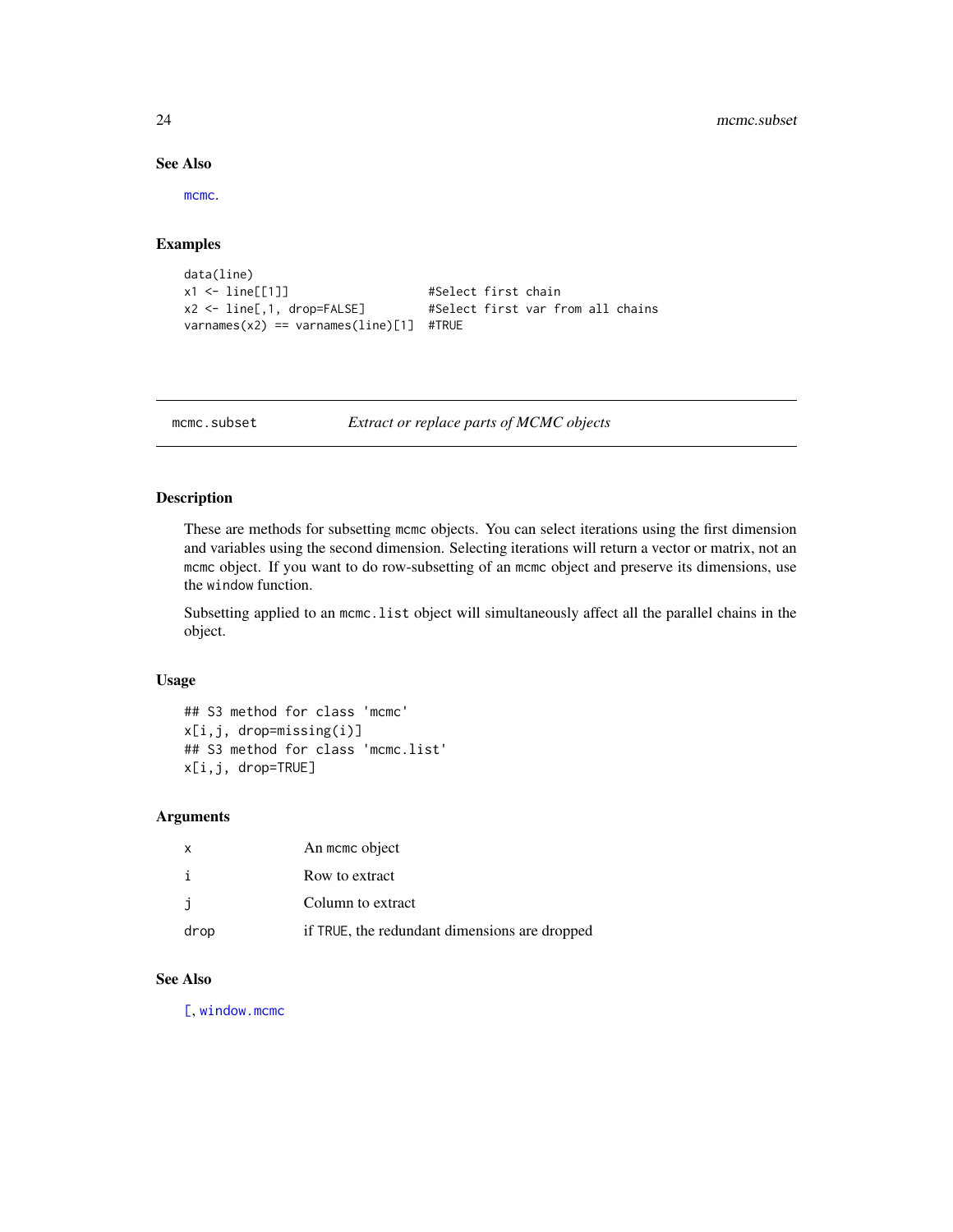## See Also

mcmc.

## Examples

```
data(line)
x1 <- line[[1]]                    #Select first chain
x2 <- line[,1, drop=FALSE]         #Select first var from all chains
varnames(x2) == varnames(line)[1]  #TRUE
```

---

# mcmc.subset *Extract or replace parts of MCMC objects*

---

## Description

These are methods for subsetting mcmc objects. You can select iterations using the first dimension and variables using the second dimension. Selecting iterations will return a vector or matrix, not an mcmc object. If you want to do row-subsetting of an mcmc object and preserve its dimensions, use the window function.

Subsetting applied to an mcmc.list object will simultaneously affect all the parallel chains in the object.

## Usage

```
## S3 method for class 'mcmc'
x[i,j, drop=missing(i)]
## S3 method for class 'mcmc.list'
x[i,j, drop=TRUE]
```

## Arguments

| | |
|---|---|
| x | An mcmc object |
| i | Row to extract |
| j | Column to extract |
| drop | if TRUE, the redundant dimensions are dropped |

## See Also

[, window.mcmc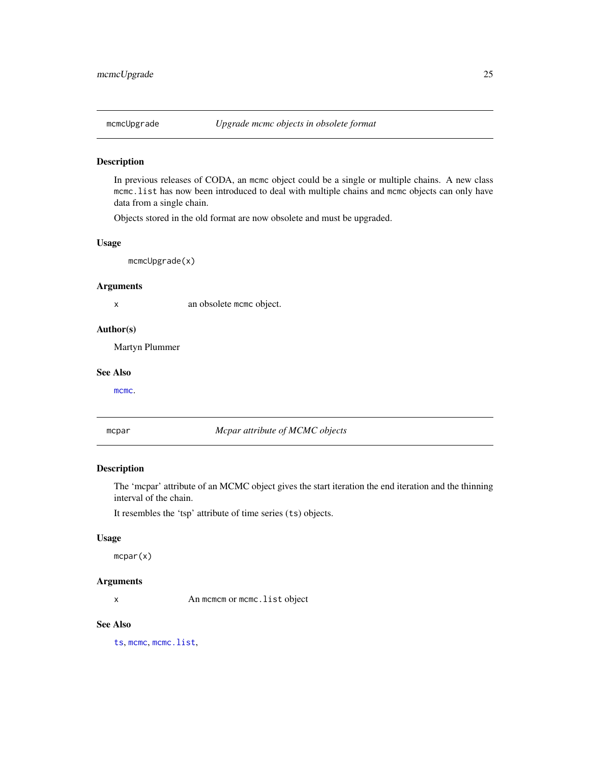## mcmcUpgrade — *Upgrade mcmc objects in obsolete format*

### Description

In previous releases of CODA, an mcmc object could be a single or multiple chains. A new class mcmc.list has now been introduced to deal with multiple chains and mcmc objects can only have data from a single chain.

Objects stored in the old format are now obsolete and must be upgraded.

### Usage

```
mcmcUpgrade(x)
```

### Arguments

| | |
|---|---|
| x | an obsolete mcmc object. |

### Author(s)

Martyn Plummer

### See Also

mcmc.

## mcpar — *Mcpar attribute of MCMC objects*

### Description

The 'mcpar' attribute of an MCMC object gives the start iteration the end iteration and the thinning interval of the chain.

It resembles the 'tsp' attribute of time series (ts) objects.

### Usage

```
mcpar(x)
```

### Arguments

| | |
|---|---|
| x | An mcmcm or mcmc.list object |

### See Also

ts, mcmc, mcmc.list,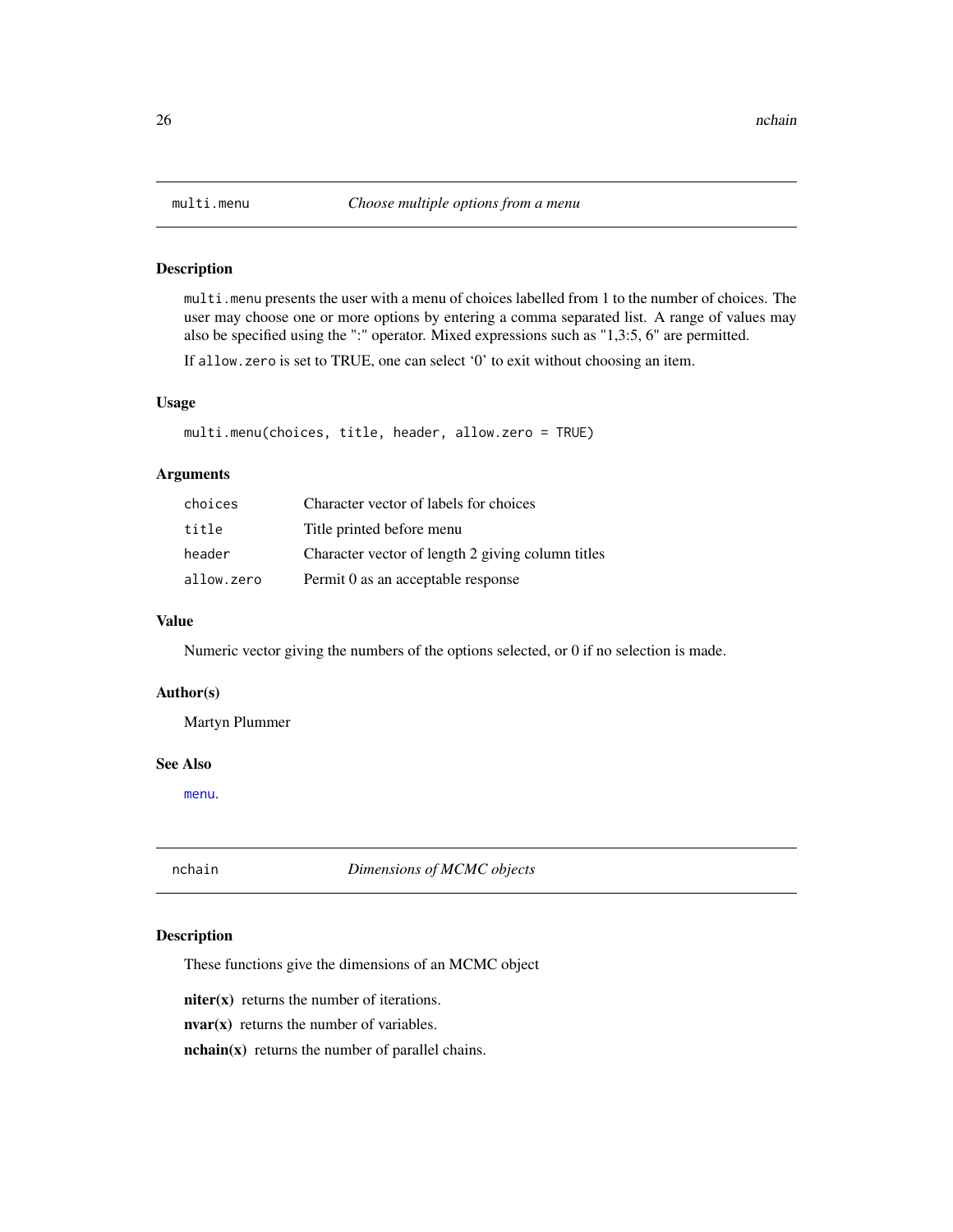## multi.menu — *Choose multiple options from a menu*

### Description

`multi.menu` presents the user with a menu of choices labelled from 1 to the number of choices. The user may choose one or more options by entering a comma separated list. A range of values may also be specified using the ":" operator. Mixed expressions such as "1,3:5, 6" are permitted.

If `allow.zero` is set to TRUE, one can select '0' to exit without choosing an item.

### Usage

```
multi.menu(choices, title, header, allow.zero = TRUE)
```

### Arguments

| | |
|---|---|
| `choices` | Character vector of labels for choices |
| `title` | Title printed before menu |
| `header` | Character vector of length 2 giving column titles |
| `allow.zero` | Permit 0 as an acceptable response |

### Value

Numeric vector giving the numbers of the options selected, or 0 if no selection is made.

### Author(s)

Martyn Plummer

### See Also

`menu`.

## nchain — *Dimensions of MCMC objects*

### Description

These functions give the dimensions of an MCMC object

**niter(x)** returns the number of iterations.

**nvar(x)** returns the number of variables.

**nchain(x)** returns the number of parallel chains.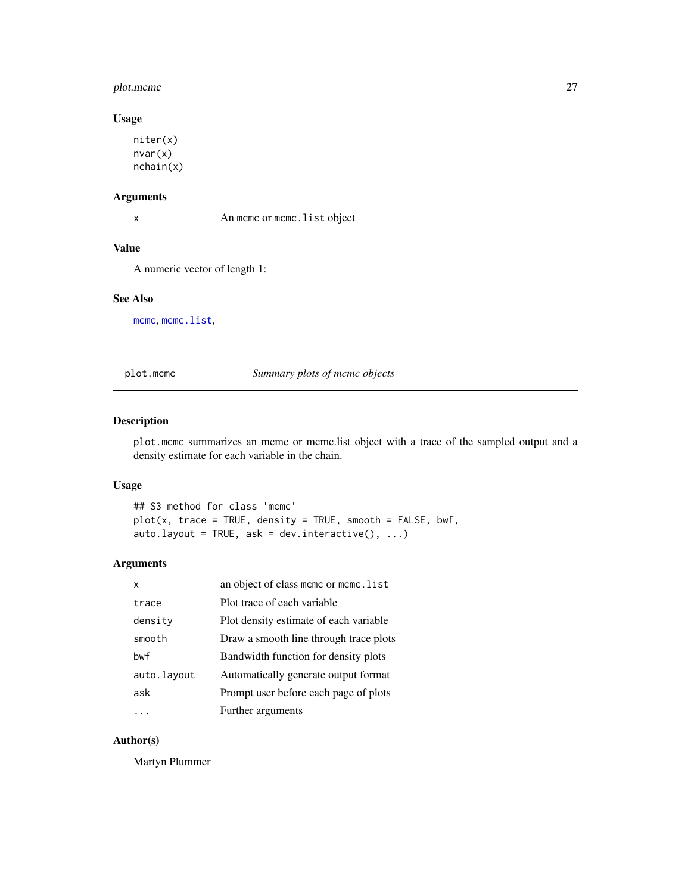### Usage

```
niter(x)
nvar(x)
nchain(x)
```

### Arguments

| | |
|---|---|
| x | An mcmc or mcmc.list object |

### Value

A numeric vector of length 1:

### See Also

mcmc, mcmc.list,

---

## plot.mcmc *Summary plots of mcmc objects*

---

### Description

plot.mcmc summarizes an mcmc or mcmc.list object with a trace of the sampled output and a density estimate for each variable in the chain.

### Usage

```
## S3 method for class 'mcmc'
plot(x, trace = TRUE, density = TRUE, smooth = FALSE, bwf,
auto.layout = TRUE, ask = dev.interactive(), ...)
```

### Arguments

| | |
|---|---|
| x | an object of class mcmc or mcmc.list |
| trace | Plot trace of each variable |
| density | Plot density estimate of each variable |
| smooth | Draw a smooth line through trace plots |
| bwf | Bandwidth function for density plots |
| auto.layout | Automatically generate output format |
| ask | Prompt user before each page of plots |
| ... | Further arguments |

### Author(s)

Martyn Plummer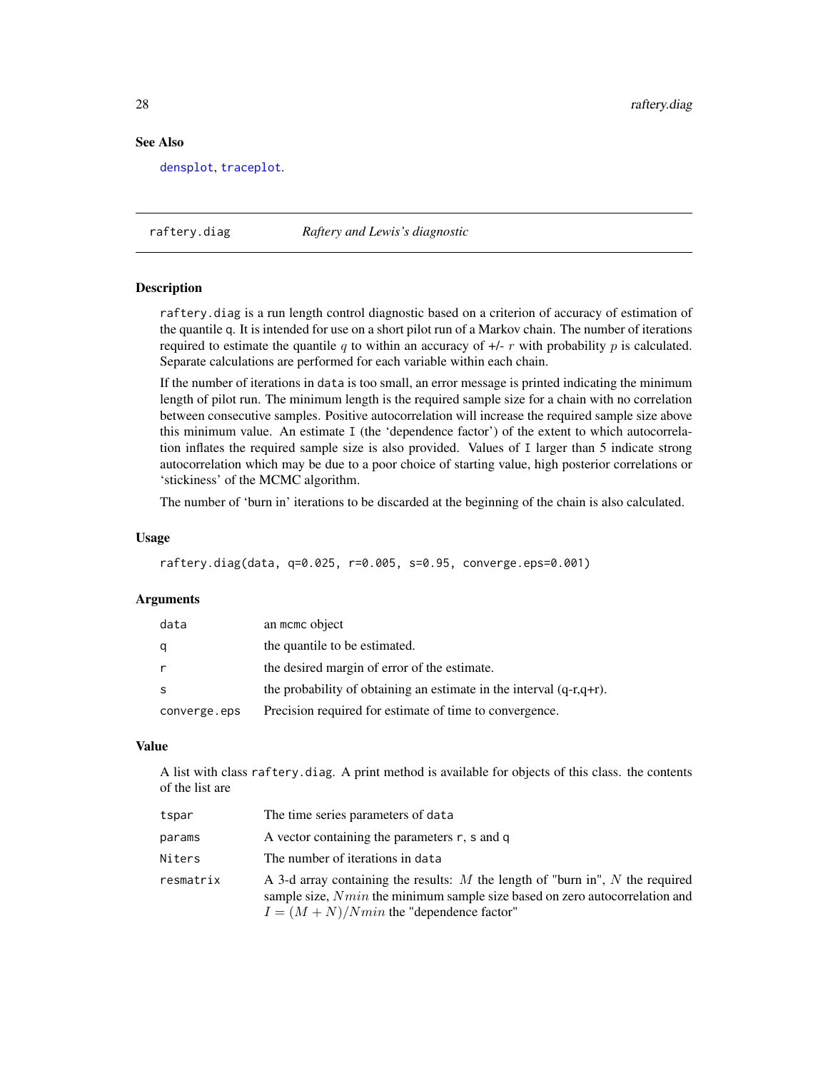## See Also

`densplot`, `traceplot`.

---

## raftery.diag — *Raftery and Lewis's diagnostic*

### Description

`raftery.diag` is a run length control diagnostic based on a criterion of accuracy of estimation of the quantile `q`. It is intended for use on a short pilot run of a Markov chain. The number of iterations required to estimate the quantile $q$ to within an accuracy of +/- $r$ with probability $p$ is calculated. Separate calculations are performed for each variable within each chain.

If the number of iterations in `data` is too small, an error message is printed indicating the minimum length of pilot run. The minimum length is the required sample size for a chain with no correlation between consecutive samples. Positive autocorrelation will increase the required sample size above this minimum value. An estimate `I` (the 'dependence factor') of the extent to which autocorrelation inflates the required sample size is also provided. Values of `I` larger than 5 indicate strong autocorrelation which may be due to a poor choice of starting value, high posterior correlations or 'stickiness' of the MCMC algorithm.

The number of 'burn in' iterations to be discarded at the beginning of the chain is also calculated.

### Usage

```
raftery.diag(data, q=0.025, r=0.005, s=0.95, converge.eps=0.001)
```

### Arguments

| | |
|---|---|
| `data` | an `mcmc` object |
| `q` | the quantile to be estimated. |
| `r` | the desired margin of error of the estimate. |
| `s` | the probability of obtaining an estimate in the interval (q-r,q+r). |
| `converge.eps` | Precision required for estimate of time to convergence. |

### Value

A list with class `raftery.diag`. A print method is available for objects of this class. the contents of the list are

| | |
|---|---|
| `tspar` | The time series parameters of `data` |
| `params` | A vector containing the parameters `r`, `s` and `q` |
| `Niters` | The number of iterations in `data` |
| `resmatrix` | A 3-d array containing the results: $M$ the length of "burn in", $N$ the required sample size, $Nmin$ the minimum sample size based on zero autocorrelation and $I = (M + N)/Nmin$ the "dependence factor" |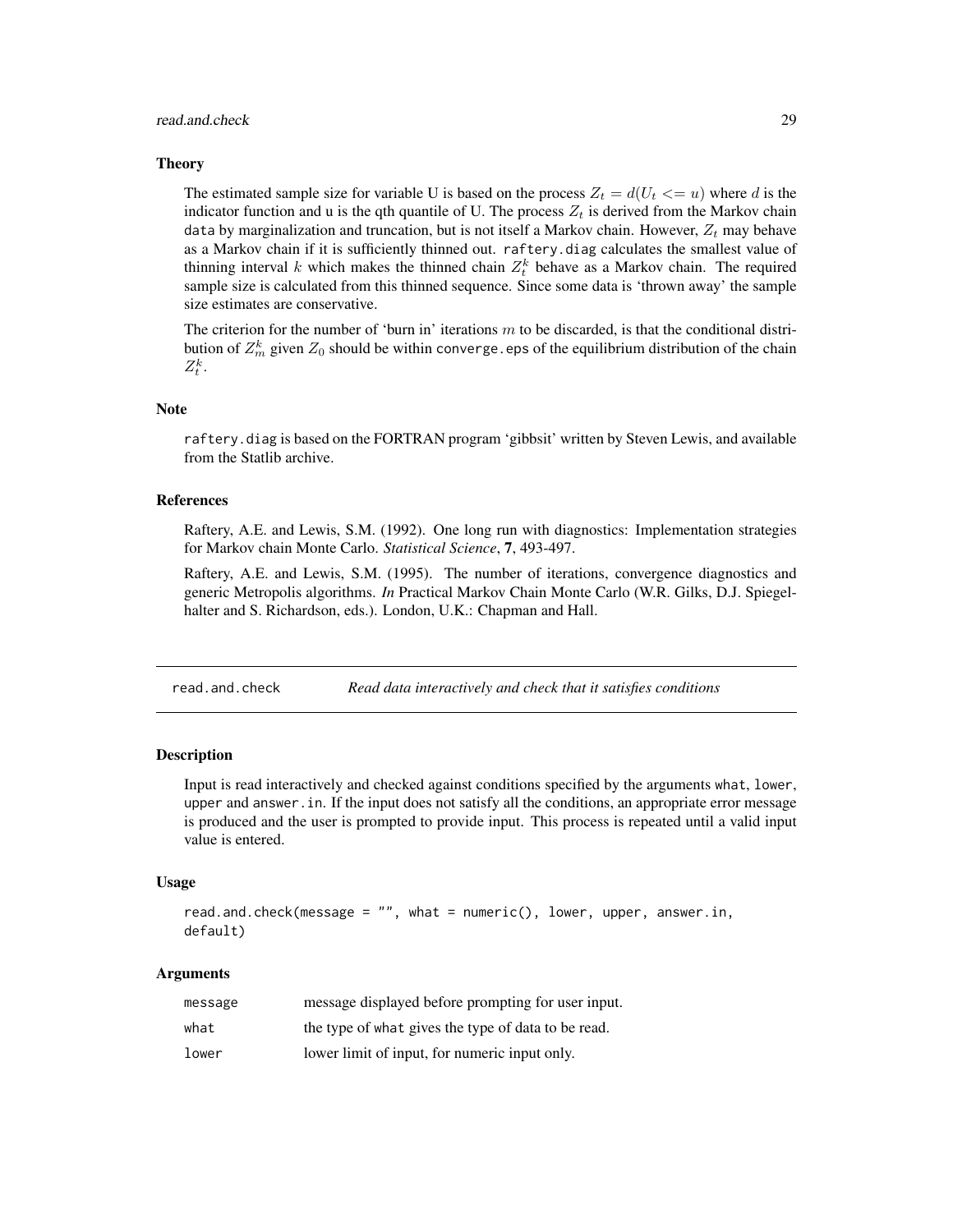### Theory

The estimated sample size for variable U is based on the process $Z_t = d(U_t <= u)$ where $d$ is the indicator function and u is the qth quantile of U. The process $Z_t$ is derived from the Markov chain `data` by marginalization and truncation, but is not itself a Markov chain. However, $Z_t$ may behave as a Markov chain if it is sufficiently thinned out. `raftery.diag` calculates the smallest value of thinning interval $k$ which makes the thinned chain $Z_t^k$ behave as a Markov chain. The required sample size is calculated from this thinned sequence. Since some data is 'thrown away' the sample size estimates are conservative.

The criterion for the number of 'burn in' iterations $m$ to be discarded, is that the conditional distribution of $Z_m^k$ given $Z_0$ should be within `converge.eps` of the equilibrium distribution of the chain $Z_t^k$.

### Note

`raftery.diag` is based on the FORTRAN program 'gibbsit' written by Steven Lewis, and available from the Statlib archive.

### References

Raftery, A.E. and Lewis, S.M. (1992). One long run with diagnostics: Implementation strategies for Markov chain Monte Carlo. *Statistical Science*, **7**, 493-497.

Raftery, A.E. and Lewis, S.M. (1995). The number of iterations, convergence diagnostics and generic Metropolis algorithms. *In* Practical Markov Chain Monte Carlo (W.R. Gilks, D.J. Spiegelhalter and S. Richardson, eds.). London, U.K.: Chapman and Hall.

---

## read.and.check — *Read data interactively and check that it satisfies conditions*

### Description

Input is read interactively and checked against conditions specified by the arguments `what`, `lower`, `upper` and `answer.in`. If the input does not satisfy all the conditions, an appropriate error message is produced and the user is prompted to provide input. This process is repeated until a valid input value is entered.

### Usage

```
read.and.check(message = "", what = numeric(), lower, upper, answer.in,
default)
```

### Arguments

| | |
|---|---|
| `message` | message displayed before prompting for user input. |
| `what` | the type of `what` gives the type of data to be read. |
| `lower` | lower limit of input, for numeric input only. |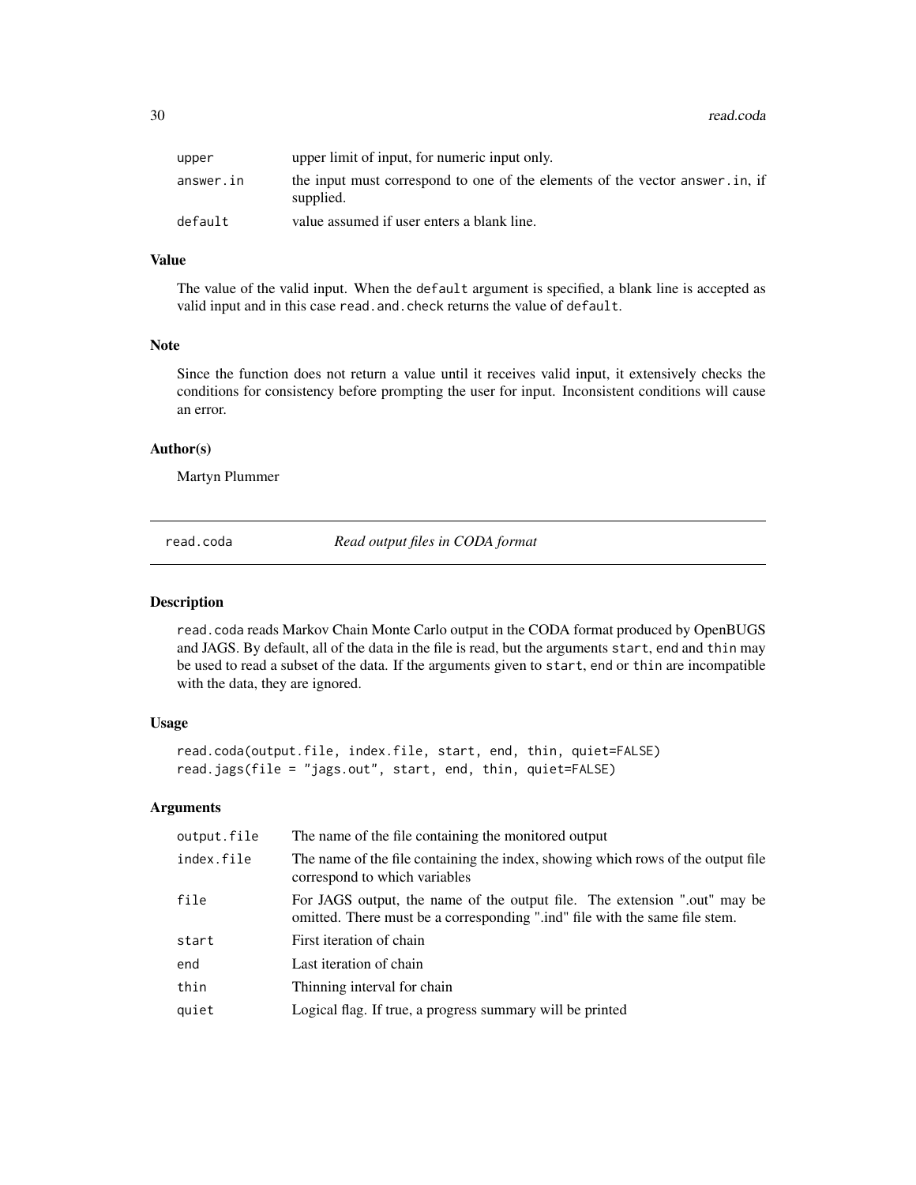| | |
|---|---|
| upper | upper limit of input, for numeric input only. |
| answer.in | the input must correspond to one of the elements of the vector answer.in, if supplied. |
| default | value assumed if user enters a blank line. |

### Value

The value of the valid input. When the default argument is specified, a blank line is accepted as valid input and in this case read.and.check returns the value of default.

### Note

Since the function does not return a value until it receives valid input, it extensively checks the conditions for consistency before prompting the user for input. Inconsistent conditions will cause an error.

### Author(s)

Martyn Plummer

---

## read.coda — *Read output files in CODA format*

### Description

read.coda reads Markov Chain Monte Carlo output in the CODA format produced by OpenBUGS and JAGS. By default, all of the data in the file is read, but the arguments start, end and thin may be used to read a subset of the data. If the arguments given to start, end or thin are incompatible with the data, they are ignored.

### Usage

```
read.coda(output.file, index.file, start, end, thin, quiet=FALSE)
read.jags(file = "jags.out", start, end, thin, quiet=FALSE)
```

### Arguments

| | |
|---|---|
| output.file | The name of the file containing the monitored output |
| index.file | The name of the file containing the index, showing which rows of the output file correspond to which variables |
| file | For JAGS output, the name of the output file. The extension ".out" may be omitted. There must be a corresponding ".ind" file with the same file stem. |
| start | First iteration of chain |
| end | Last iteration of chain |
| thin | Thinning interval for chain |
| quiet | Logical flag. If true, a progress summary will be printed |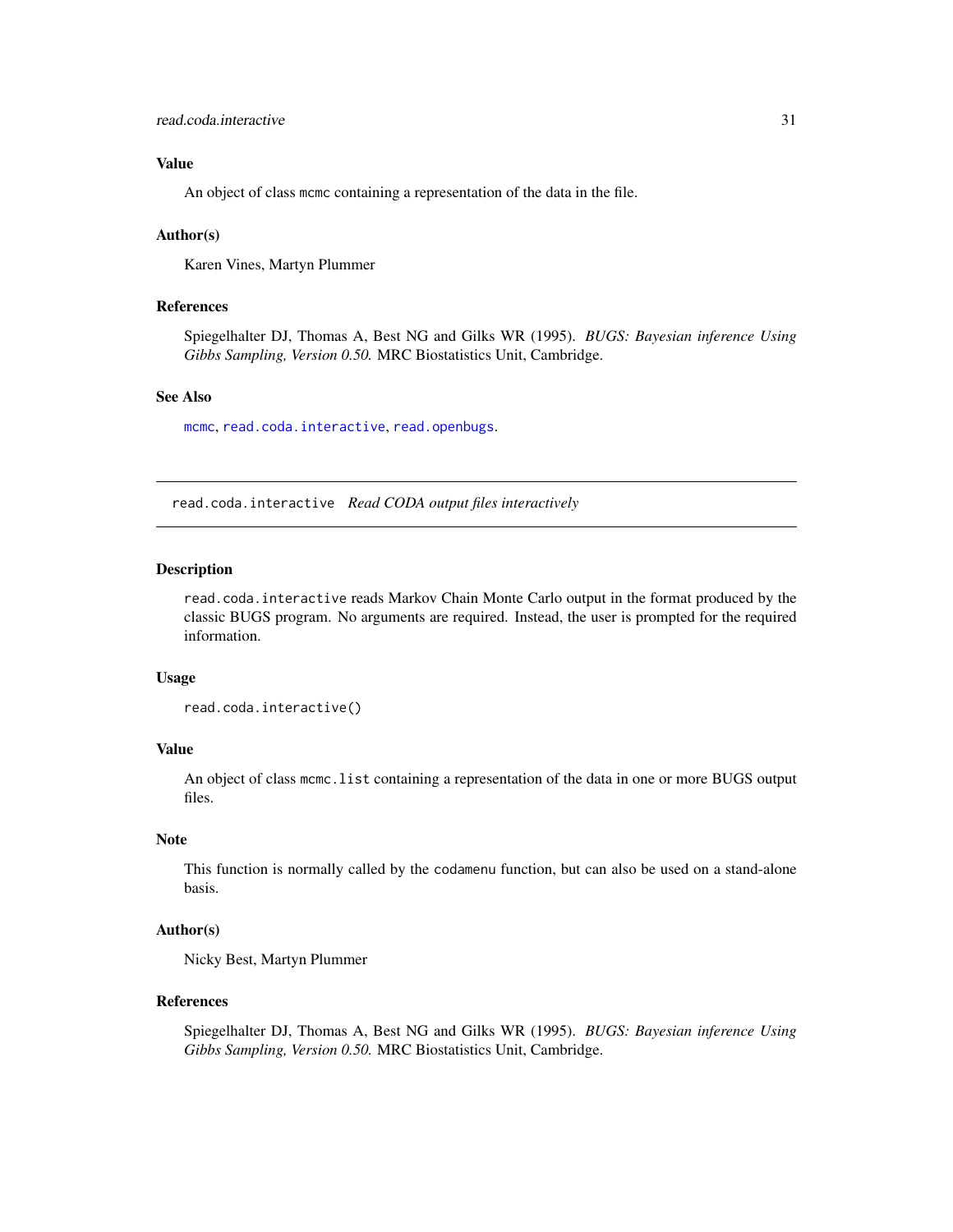### Value

An object of class `mcmc` containing a representation of the data in the file.

### Author(s)

Karen Vines, Martyn Plummer

### References

Spiegelhalter DJ, Thomas A, Best NG and Gilks WR (1995). *BUGS: Bayesian inference Using Gibbs Sampling, Version 0.50.* MRC Biostatistics Unit, Cambridge.

### See Also

`mcmc`, `read.coda.interactive`, `read.openbugs`.

---

## `read.coda.interactive` *Read CODA output files interactively*

---

### Description

`read.coda.interactive` reads Markov Chain Monte Carlo output in the format produced by the classic BUGS program. No arguments are required. Instead, the user is prompted for the required information.

### Usage

```
read.coda.interactive()
```

### Value

An object of class `mcmc.list` containing a representation of the data in one or more BUGS output files.

### Note

This function is normally called by the `codamenu` function, but can also be used on a stand-alone basis.

### Author(s)

Nicky Best, Martyn Plummer

### References

Spiegelhalter DJ, Thomas A, Best NG and Gilks WR (1995). *BUGS: Bayesian inference Using Gibbs Sampling, Version 0.50.* MRC Biostatistics Unit, Cambridge.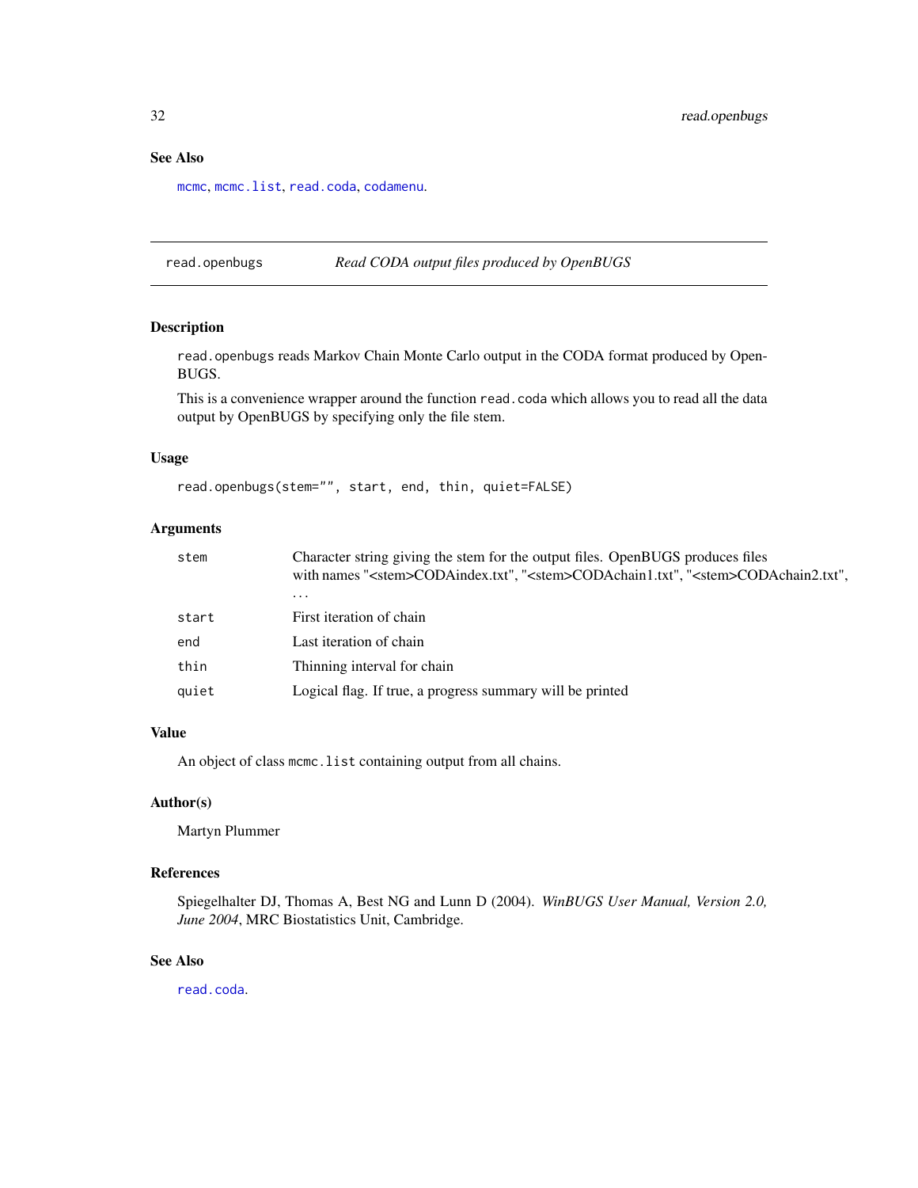### See Also

`mcmc`, `mcmc.list`, `read.coda`, `codamenu`.

---

## read.openbugs — *Read CODA output files produced by OpenBUGS*

### Description

`read.openbugs` reads Markov Chain Monte Carlo output in the CODA format produced by OpenBUGS.

This is a convenience wrapper around the function `read.coda` which allows you to read all the data output by OpenBUGS by specifying only the file stem.

### Usage

```
read.openbugs(stem="", start, end, thin, quiet=FALSE)
```

### Arguments

| | |
|---|---|
| `stem` | Character string giving the stem for the output files. OpenBUGS produces files with names "<stem>CODAindex.txt", "<stem>CODAchain1.txt", "<stem>CODAchain2.txt", ... |
| `start` | First iteration of chain |
| `end` | Last iteration of chain |
| `thin` | Thinning interval for chain |
| `quiet` | Logical flag. If true, a progress summary will be printed |

### Value

An object of class `mcmc.list` containing output from all chains.

### Author(s)

Martyn Plummer

### References

Spiegelhalter DJ, Thomas A, Best NG and Lunn D (2004). *WinBUGS User Manual, Version 2.0, June 2004*, MRC Biostatistics Unit, Cambridge.

### See Also

`read.coda`.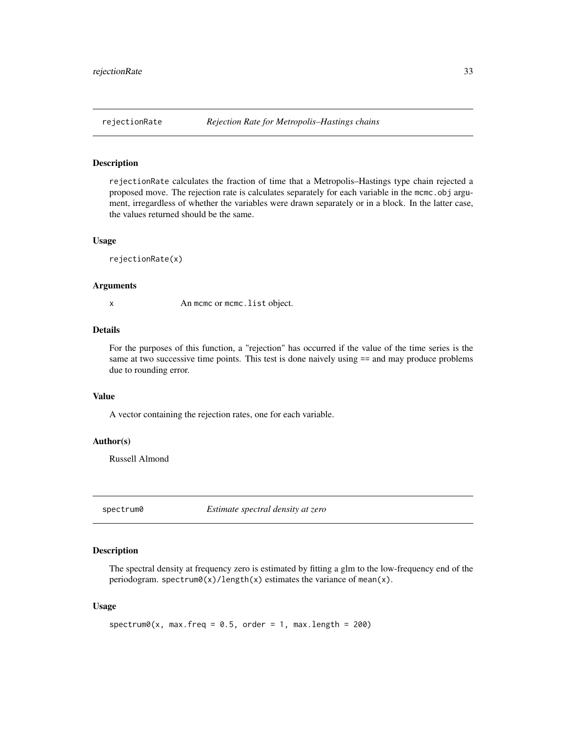## rejectionRate — *Rejection Rate for Metropolis–Hastings chains*

### Description

rejectionRate calculates the fraction of time that a Metropolis–Hastings type chain rejected a proposed move. The rejection rate is calculates separately for each variable in the mcmc.obj argument, irregardless of whether the variables were drawn separately or in a block. In the latter case, the values returned should be the same.

### Usage

```
rejectionRate(x)
```

### Arguments

x    An mcmc or mcmc.list object.

### Details

For the purposes of this function, a "rejection" has occurred if the value of the time series is the same at two successive time points. This test is done naively using == and may produce problems due to rounding error.

### Value

A vector containing the rejection rates, one for each variable.

### Author(s)

Russell Almond

## spectrum0 — *Estimate spectral density at zero*

### Description

The spectral density at frequency zero is estimated by fitting a glm to the low-frequency end of the periodogram. spectrum0(x)/length(x) estimates the variance of mean(x).

### Usage

```
spectrum0(x, max.freq = 0.5, order = 1, max.length = 200)
```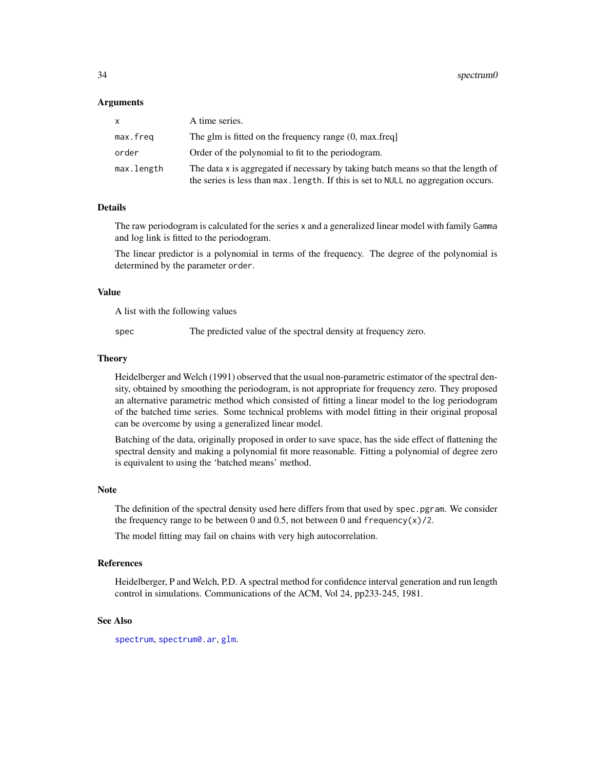### Arguments

| | |
|---|---|
| `x` | A time series. |
| `max.freq` | The glm is fitted on the frequency range (0, max.freq] |
| `order` | Order of the polynomial to fit to the periodogram. |
| `max.length` | The data `x` is aggregated if necessary by taking batch means so that the length of the series is less than `max.length`. If this is set to `NULL` no aggregation occurs. |

### Details

The raw periodogram is calculated for the series `x` and a generalized linear model with family `Gamma` and log link is fitted to the periodogram.

The linear predictor is a polynomial in terms of the frequency. The degree of the polynomial is determined by the parameter `order`.

### Value

A list with the following values

| | |
|---|---|
| `spec` | The predicted value of the spectral density at frequency zero. |

### Theory

Heidelberger and Welch (1991) observed that the usual non-parametric estimator of the spectral density, obtained by smoothing the periodogram, is not appropriate for frequency zero. They proposed an alternative parametric method which consisted of fitting a linear model to the log periodogram of the batched time series. Some technical problems with model fitting in their original proposal can be overcome by using a generalized linear model.

Batching of the data, originally proposed in order to save space, has the side effect of flattening the spectral density and making a polynomial fit more reasonable. Fitting a polynomial of degree zero is equivalent to using the 'batched means' method.

### Note

The definition of the spectral density used here differs from that used by `spec.pgram`. We consider the frequency range to be between 0 and 0.5, not between 0 and `frequency(x)/2`.

The model fitting may fail on chains with very high autocorrelation.

### References

Heidelberger, P and Welch, P.D. A spectral method for confidence interval generation and run length control in simulations. Communications of the ACM, Vol 24, pp233-245, 1981.

### See Also

`spectrum`, `spectrum0.ar`, `glm`.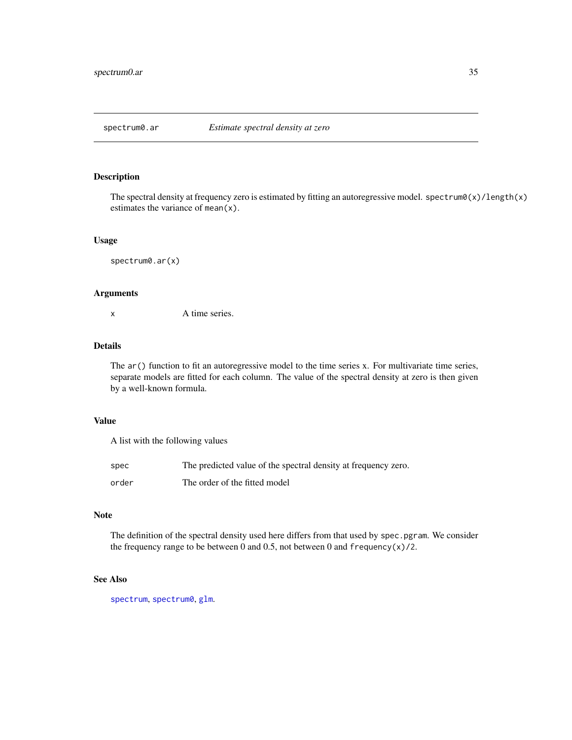spectrum0.ar *Estimate spectral density at zero*

## Description

The spectral density at frequency zero is estimated by fitting an autoregressive model. `spectrum0(x)/length(x)` estimates the variance of `mean(x)`.

## Usage

```
spectrum0.ar(x)
```

## Arguments

| | |
|---|---|
| `x` | A time series. |

## Details

The `ar()` function to fit an autoregressive model to the time series x. For multivariate time series, separate models are fitted for each column. The value of the spectral density at zero is then given by a well-known formula.

## Value

A list with the following values

| | |
|---|---|
| `spec` | The predicted value of the spectral density at frequency zero. |
| `order` | The order of the fitted model |

## Note

The definition of the spectral density used here differs from that used by `spec.pgram`. We consider the frequency range to be between 0 and 0.5, not between 0 and `frequency(x)/2`.

## See Also

`spectrum`, `spectrum0`, `glm`.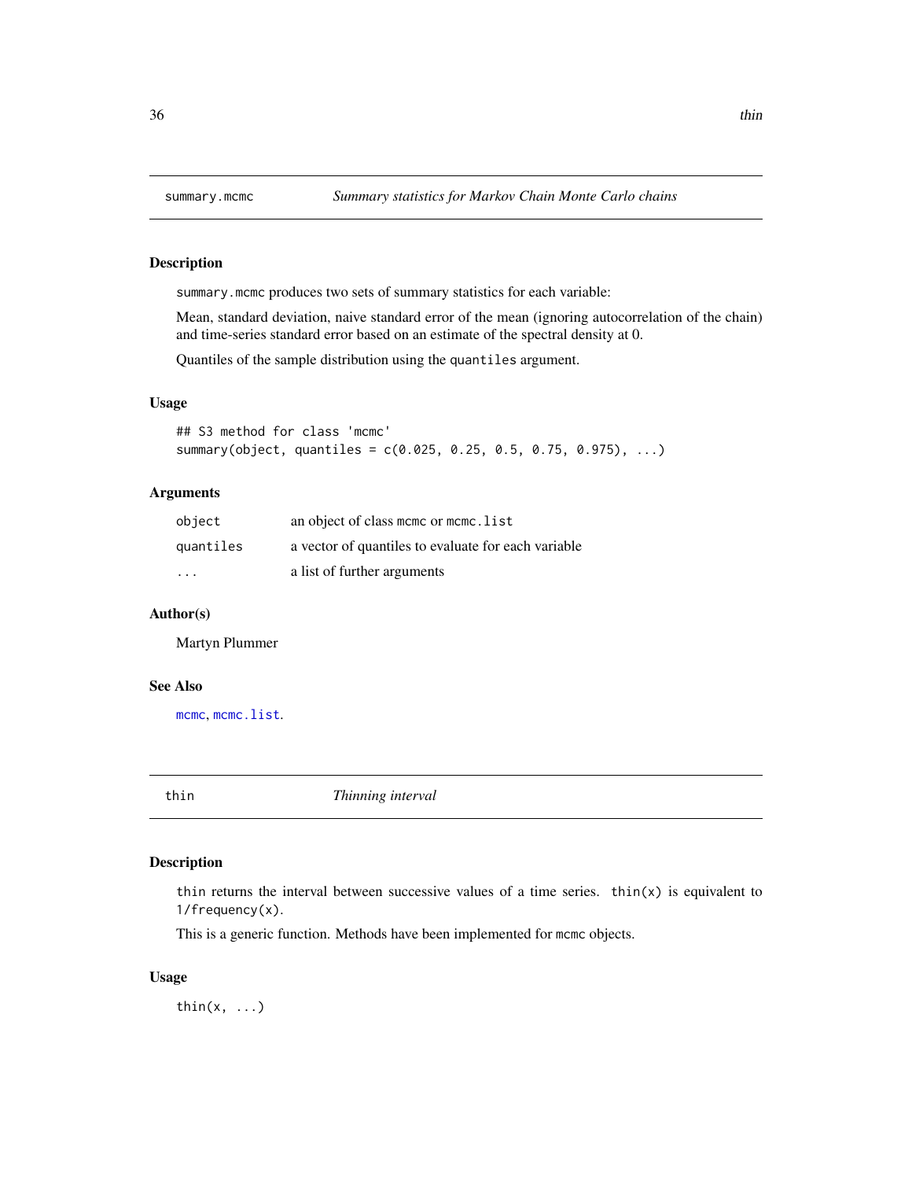## summary.mcmc — *Summary statistics for Markov Chain Monte Carlo chains*

### Description

summary.mcmc produces two sets of summary statistics for each variable:

Mean, standard deviation, naive standard error of the mean (ignoring autocorrelation of the chain) and time-series standard error based on an estimate of the spectral density at 0.

Quantiles of the sample distribution using the quantiles argument.

### Usage

```
## S3 method for class 'mcmc'
summary(object, quantiles = c(0.025, 0.25, 0.5, 0.75, 0.975), ...)
```

### Arguments

| | |
|---|---|
| object | an object of class mcmc or mcmc.list |
| quantiles | a vector of quantiles to evaluate for each variable |
| ... | a list of further arguments |

### Author(s)

Martyn Plummer

### See Also

mcmc, mcmc.list.

## thin — *Thinning interval*

### Description

thin returns the interval between successive values of a time series. thin(x) is equivalent to 1/frequency(x).

This is a generic function. Methods have been implemented for mcmc objects.

### Usage

```
thin(x, ...)
```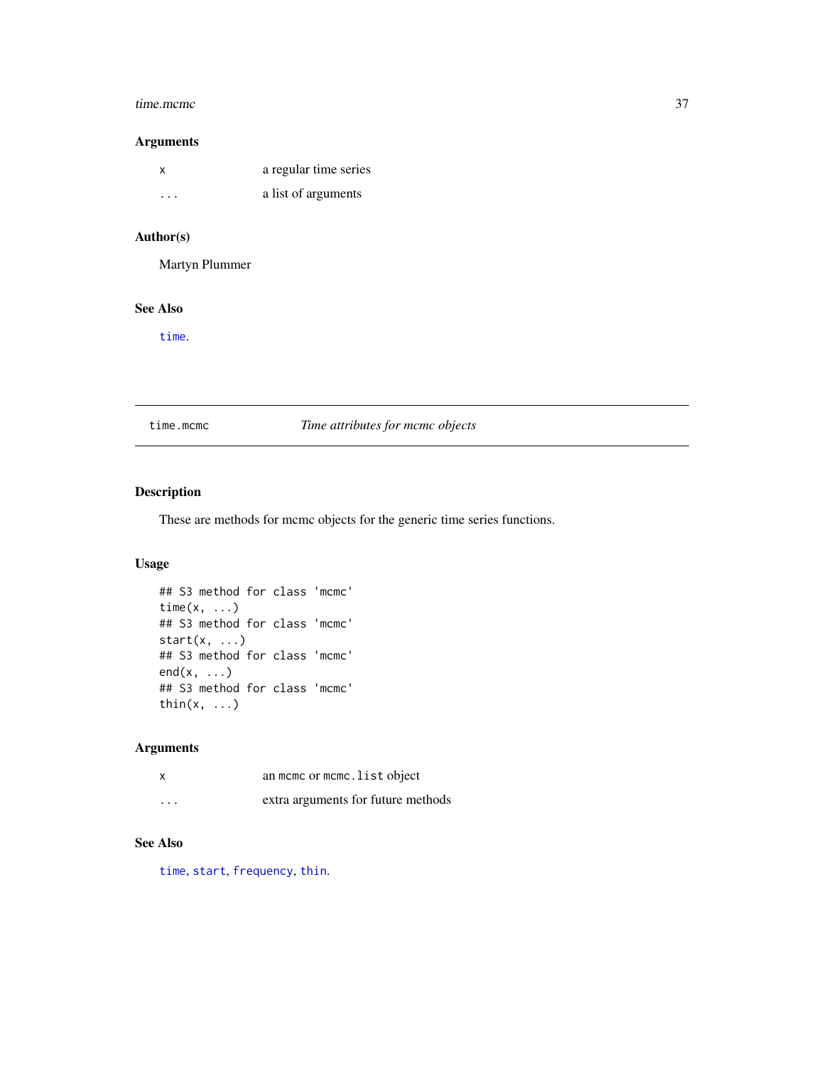### Arguments

| | |
|---|---|
| x | a regular time series |
| ... | a list of arguments |

### Author(s)

Martyn Plummer

### See Also

time.

---

## time.mcmc — *Time attributes for mcmc objects*

---

### Description

These are methods for mcmc objects for the generic time series functions.

### Usage

```
## S3 method for class 'mcmc'
time(x, ...)
## S3 method for class 'mcmc'
start(x, ...)
## S3 method for class 'mcmc'
end(x, ...)
## S3 method for class 'mcmc'
thin(x, ...)
```

### Arguments

| | |
|---|---|
| x | an mcmc or mcmc.list object |
| ... | extra arguments for future methods |

### See Also

time, start, frequency, thin.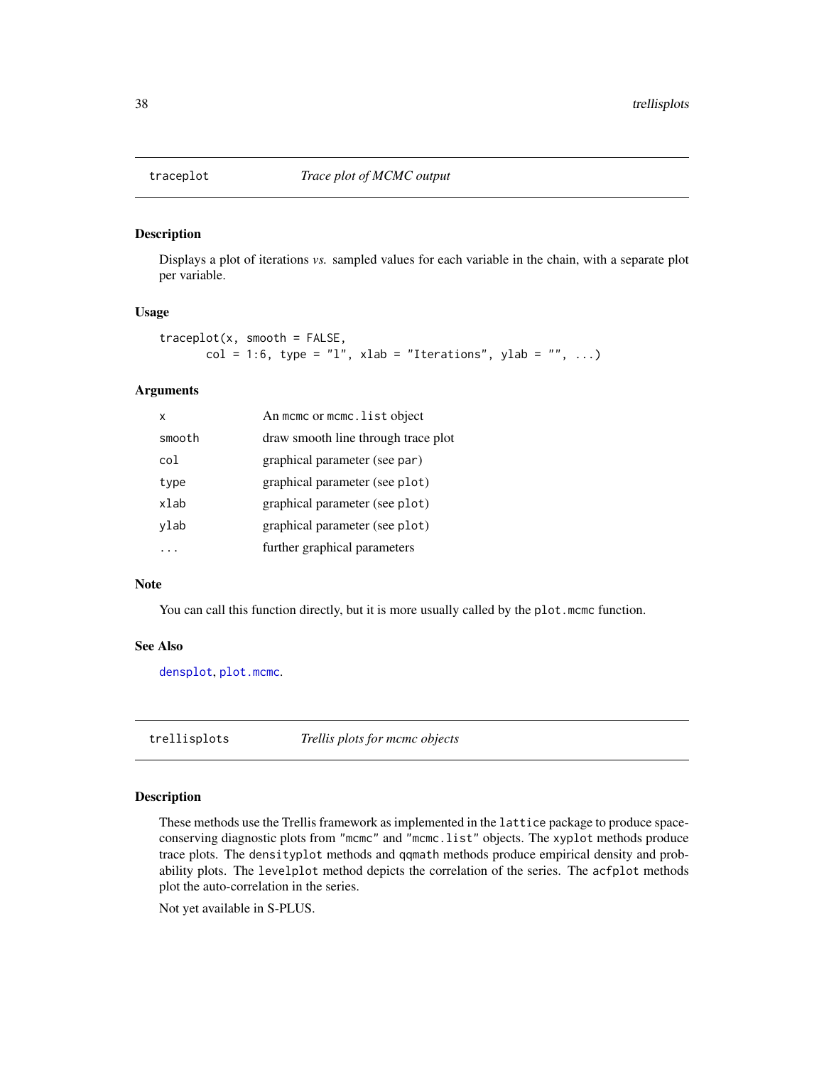## traceplot — *Trace plot of MCMC output*

### Description

Displays a plot of iterations *vs.* sampled values for each variable in the chain, with a separate plot per variable.

### Usage

```
traceplot(x, smooth = FALSE,
       col = 1:6, type = "l", xlab = "Iterations", ylab = "", ...)
```

### Arguments

| | |
|---|---|
| `x` | An `mcmc` or `mcmc.list` object |
| `smooth` | draw smooth line through trace plot |
| `col` | graphical parameter (see `par`) |
| `type` | graphical parameter (see `plot`) |
| `xlab` | graphical parameter (see `plot`) |
| `ylab` | graphical parameter (see `plot`) |
| `...` | further graphical parameters |

### Note

You can call this function directly, but it is more usually called by the `plot.mcmc` function.

### See Also

`densplot`, `plot.mcmc`.

## trellisplots — *Trellis plots for mcmc objects*

### Description

These methods use the Trellis framework as implemented in the `lattice` package to produce space-conserving diagnostic plots from `"mcmc"` and `"mcmc.list"` objects. The `xyplot` methods produce trace plots. The `densityplot` methods and `qqmath` methods produce empirical density and probability plots. The `levelplot` method depicts the correlation of the series. The `acfplot` methods plot the auto-correlation in the series.

Not yet available in S-PLUS.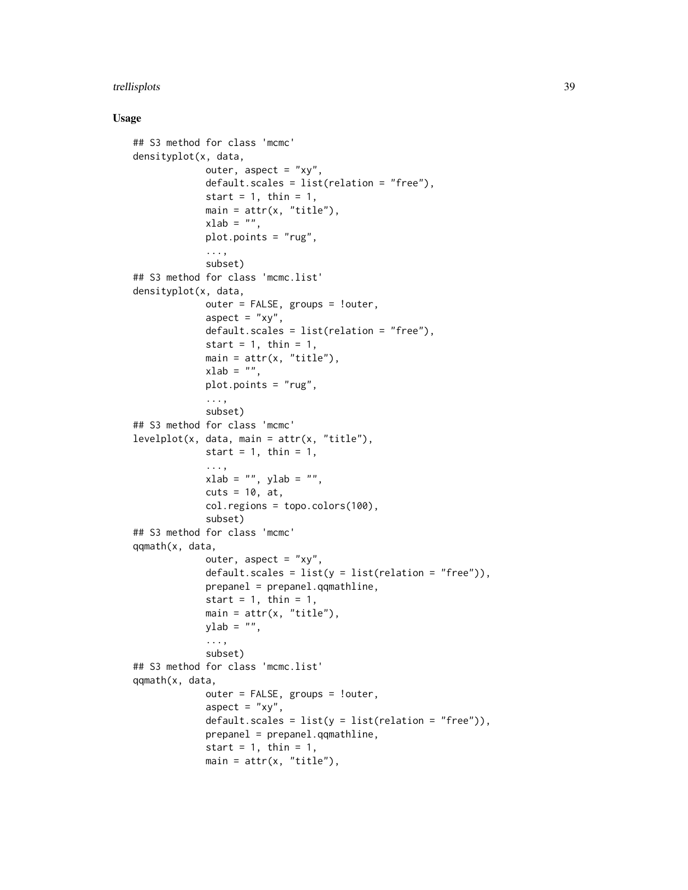## Usage

```
## S3 method for class 'mcmc'
densityplot(x, data,
             outer, aspect = "xy",
             default.scales = list(relation = "free"),
             start = 1, thin = 1,
             main = attr(x, "title"),
             xlab = "",
             plot.points = "rug",
             ...,
             subset)
## S3 method for class 'mcmc.list'
densityplot(x, data,
             outer = FALSE, groups = !outer,
             aspect = "xy",
             default.scales = list(relation = "free"),
             start = 1, thin = 1,
             main = attr(x, "title"),
             xlab = "",
             plot.points = "rug",
             ...,
             subset)
## S3 method for class 'mcmc'
levelplot(x, data, main = attr(x, "title"),
             start = 1, thin = 1,
             ...,
             xlab = "", ylab = "",
             cuts = 10, at,
             col.regions = topo.colors(100),
             subset)
## S3 method for class 'mcmc'
qqmath(x, data,
             outer, aspect = "xy",
             default.scales = list(y = list(relation = "free")),
             prepanel = prepanel.qqmathline,
             start = 1, thin = 1,
             main = attr(x, "title"),
             ylab = "",
             ...,
             subset)
## S3 method for class 'mcmc.list'
qqmath(x, data,
             outer = FALSE, groups = !outer,
             aspect = "xy",
             default.scales = list(y = list(relation = "free")),
             prepanel = prepanel.qqmathline,
             start = 1, thin = 1,
             main = attr(x, "title"),
```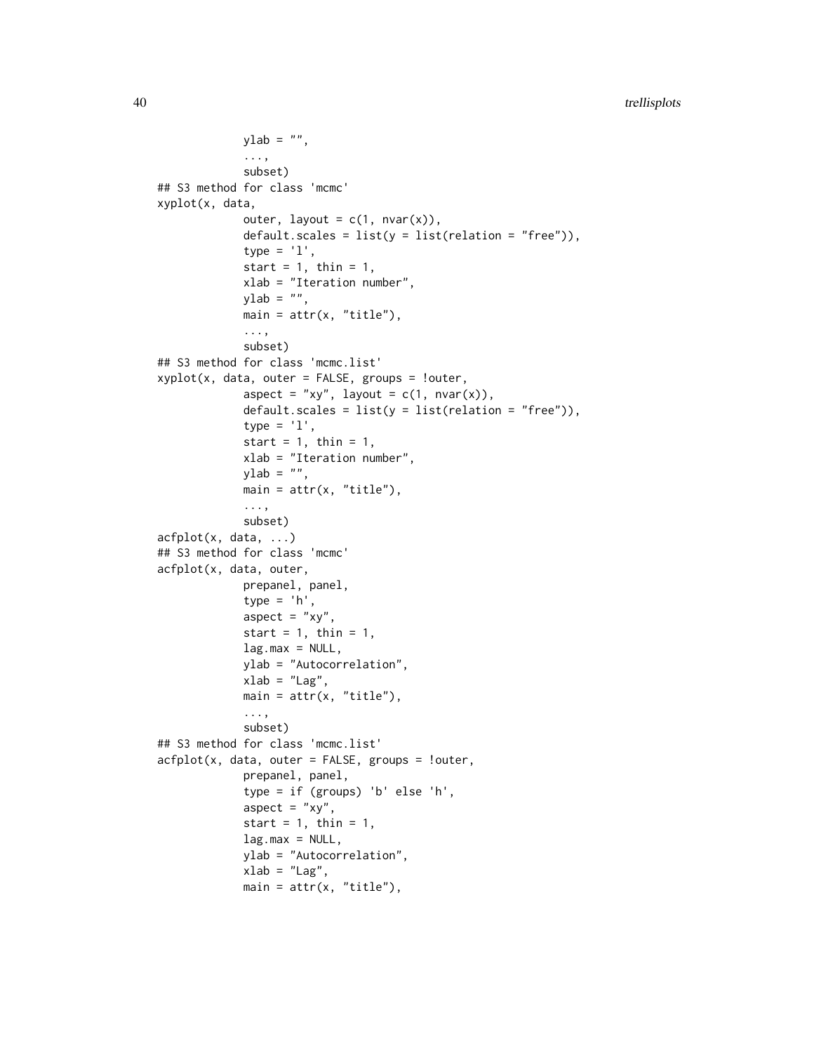```
            ylab = "",
            ...,
            subset)
## S3 method for class 'mcmc'
xyplot(x, data,
            outer, layout = c(1, nvar(x)),
            default.scales = list(y = list(relation = "free")),
            type = 'l',
            start = 1, thin = 1,
            xlab = "Iteration number",
            ylab = "",
            main = attr(x, "title"),
            ...,
            subset)
## S3 method for class 'mcmc.list'
xyplot(x, data, outer = FALSE, groups = !outer,
            aspect = "xy", layout = c(1, nvar(x)),
            default.scales = list(y = list(relation = "free")),
            type = 'l',
            start = 1, thin = 1,
            xlab = "Iteration number",
            ylab = "",
            main = attr(x, "title"),
            ...,
            subset)
acfplot(x, data, ...)
## S3 method for class 'mcmc'
acfplot(x, data, outer,
            prepanel, panel,
            type = 'h',
            aspect = "xy",
            start = 1, thin = 1,
            lag.max = NULL,
            ylab = "Autocorrelation",
            xlab = "Lag",
            main = attr(x, "title"),
            ...,
            subset)
## S3 method for class 'mcmc.list'
acfplot(x, data, outer = FALSE, groups = !outer,
            prepanel, panel,
            type = if (groups) 'b' else 'h',
            aspect = "xy",
            start = 1, thin = 1,
            lag.max = NULL,
            ylab = "Autocorrelation",
            xlab = "Lag",
            main = attr(x, "title"),
```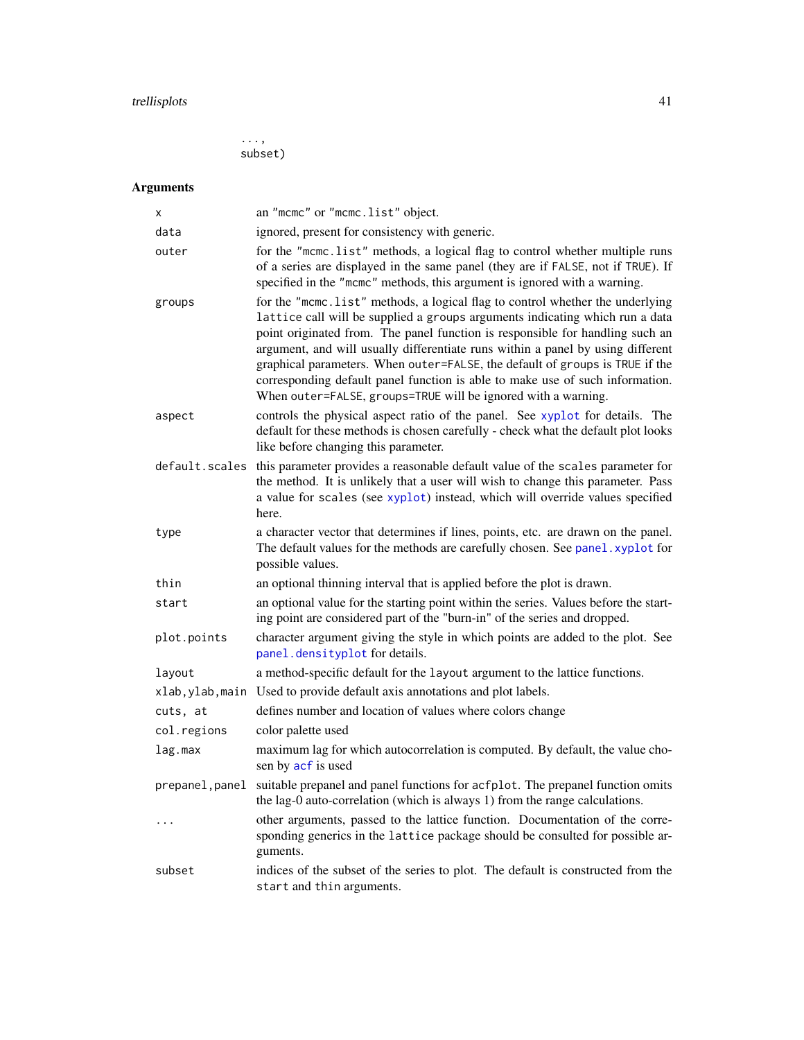```
          ...,
          subset)
```

### Arguments

| | |
|---|---|
| `x` | an "mcmc" or "mcmc.list" object. |
| `data` | ignored, present for consistency with generic. |
| `outer` | for the "mcmc.list" methods, a logical flag to control whether multiple runs of a series are displayed in the same panel (they are if `FALSE`, not if `TRUE`). If specified in the "mcmc" methods, this argument is ignored with a warning. |
| `groups` | for the "mcmc.list" methods, a logical flag to control whether the underlying `lattice` call will be supplied a `groups` arguments indicating which run a data point originated from. The panel function is responsible for handling such an argument, and will usually differentiate runs within a panel by using different graphical parameters. When `outer=FALSE`, the default of `groups` is `TRUE` if the corresponding default panel function is able to make use of such information. When `outer=FALSE`, `groups=TRUE` will be ignored with a warning. |
| `aspect` | controls the physical aspect ratio of the panel. See `xyplot` for details. The default for these methods is chosen carefully - check what the default plot looks like before changing this parameter. |
| `default.scales` | this parameter provides a reasonable default value of the `scales` parameter for the method. It is unlikely that a user will wish to change this parameter. Pass a value for `scales` (see `xyplot`) instead, which will override values specified here. |
| `type` | a character vector that determines if lines, points, etc. are drawn on the panel. The default values for the methods are carefully chosen. See `panel.xyplot` for possible values. |
| `thin` | an optional thinning interval that is applied before the plot is drawn. |
| `start` | an optional value for the starting point within the series. Values before the starting point are considered part of the "burn-in" of the series and dropped. |
| `plot.points` | character argument giving the style in which points are added to the plot. See `panel.densityplot` for details. |
| `layout` | a method-specific default for the `layout` argument to the lattice functions. |
| `xlab,ylab,main` | Used to provide default axis annotations and plot labels. |
| `cuts, at` | defines number and location of values where colors change |
| `col.regions` | color palette used |
| `lag.max` | maximum lag for which autocorrelation is computed. By default, the value chosen by `acf` is used |
| `prepanel,panel` | suitable prepanel and panel functions for `acfplot`. The prepanel function omits the lag-0 auto-correlation (which is always 1) from the range calculations. |
| `...` | other arguments, passed to the lattice function. Documentation of the corresponding generics in the `lattice` package should be consulted for possible arguments. |
| `subset` | indices of the subset of the series to plot. The default is constructed from the `start` and `thin` arguments. |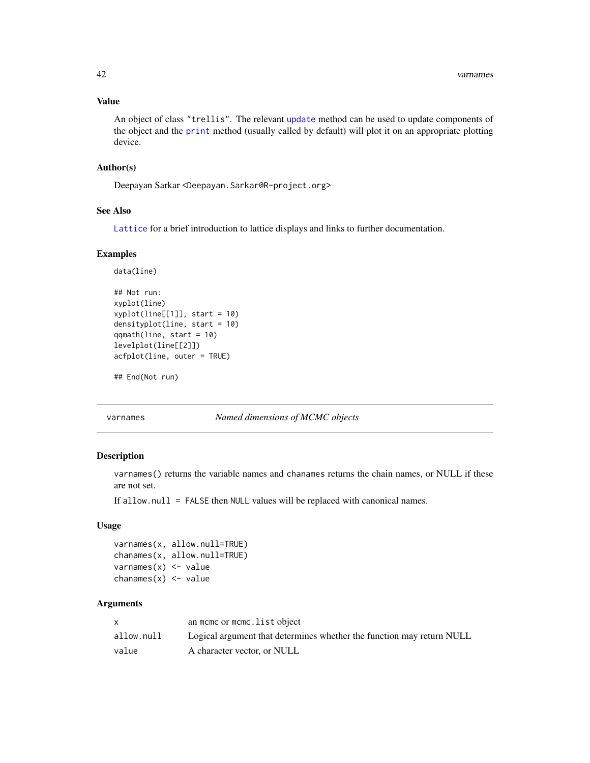### Value

An object of class "trellis". The relevant update method can be used to update components of the object and the print method (usually called by default) will plot it on an appropriate plotting device.

### Author(s)

Deepayan Sarkar <Deepayan.Sarkar@R-project.org>

### See Also

Lattice for a brief introduction to lattice displays and links to further documentation.

### Examples

```
data(line)

## Not run:
xyplot(line)
xyplot(line[[1]], start = 10)
densityplot(line, start = 10)
qqmath(line, start = 10)
levelplot(line[[2]])
acfplot(line, outer = TRUE)

## End(Not run)
```

---

## varnames *Named dimensions of MCMC objects*

### Description

varnames() returns the variable names and chanames returns the chain names, or NULL if these are not set.

If allow.null = FALSE then NULL values will be replaced with canonical names.

### Usage

```
varnames(x, allow.null=TRUE)
chanames(x, allow.null=TRUE)
varnames(x) <- value
chanames(x) <- value
```

### Arguments

| | |
|---|---|
| x | an mcmc or mcmc.list object |
| allow.null | Logical argument that determines whether the function may return NULL |
| value | A character vector, or NULL |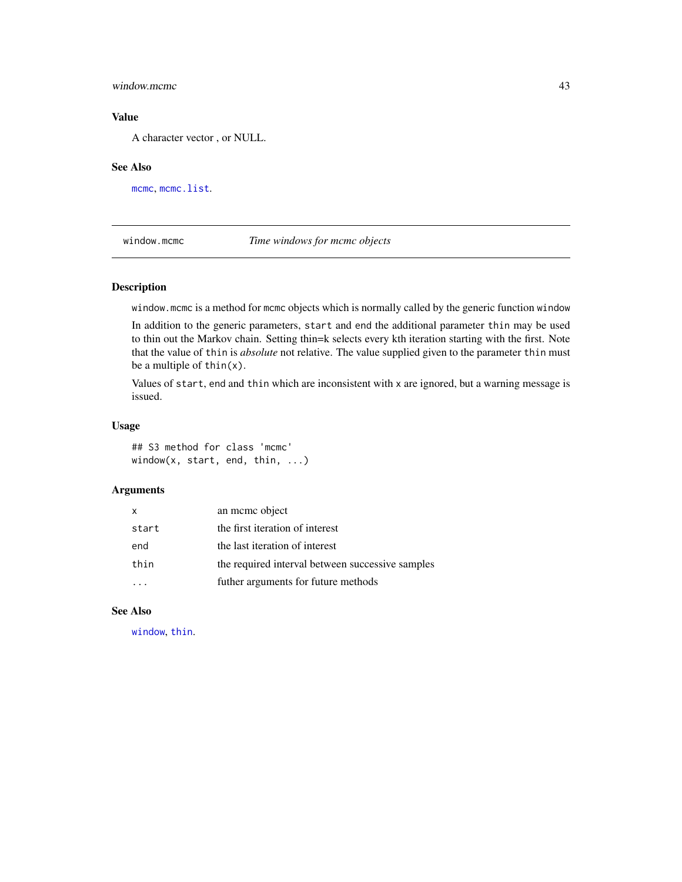### Value

A character vector , or NULL.

### See Also

mcmc, mcmc.list.

---

## window.mcmc — *Time windows for mcmc objects*

### Description

window.mcmc is a method for mcmc objects which is normally called by the generic function window

In addition to the generic parameters, start and end the additional parameter thin may be used to thin out the Markov chain. Setting thin=k selects every kth iteration starting with the first. Note that the value of thin is *absolute* not relative. The value supplied given to the parameter thin must be a multiple of thin(x).

Values of start, end and thin which are inconsistent with x are ignored, but a warning message is issued.

### Usage

```
## S3 method for class 'mcmc'
window(x, start, end, thin, ...)
```

### Arguments

| | |
|---|---|
| x | an mcmc object |
| start | the first iteration of interest |
| end | the last iteration of interest |
| thin | the required interval between successive samples |
| ... | futher arguments for future methods |

### See Also

window, thin.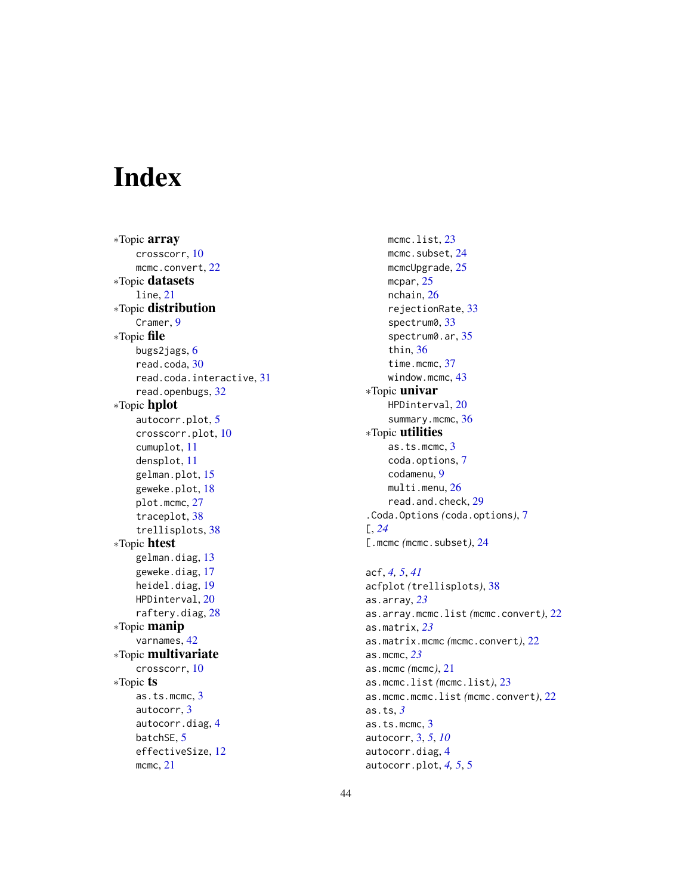# Index

∗Topic **array**
- crosscorr, 10
- mcmc.convert, 22

∗Topic **datasets**
- line, 21

∗Topic **distribution**
- Cramer, 9

∗Topic **file**
- bugs2jags, 6
- read.coda, 30
- read.coda.interactive, 31
- read.openbugs, 32

∗Topic **hplot**
- autocorr.plot, 5
- crosscorr.plot, 10
- cumuplot, 11
- densplot, 11
- gelman.plot, 15
- geweke.plot, 18
- plot.mcmc, 27
- traceplot, 38
- trellisplots, 38

∗Topic **htest**
- gelman.diag, 13
- geweke.diag, 17
- heidel.diag, 19
- HPDinterval, 20
- raftery.diag, 28

∗Topic **manip**
- varnames, 42

∗Topic **multivariate**
- crosscorr, 10

∗Topic **ts**
- as.ts.mcmc, 3
- autocorr, 3
- autocorr.diag, 4
- batchSE, 5
- effectiveSize, 12
- mcmc, 21
- mcmc.list, 23
- mcmc.subset, 24
- mcmcUpgrade, 25
- mcpar, 25
- nchain, 26
- rejectionRate, 33
- spectrum0, 33
- spectrum0.ar, 35
- thin, 36
- time.mcmc, 37
- window.mcmc, 43

∗Topic **univar**
- HPDinterval, 20
- summary.mcmc, 36

∗Topic **utilities**
- as.ts.mcmc, 3
- coda.options, 7
- codamenu, 9
- multi.menu, 26
- read.and.check, 29

.Coda.Options *(coda.options)*, 7
[, *24*
[.mcmc *(mcmc.subset)*, 24

acf, *4, 5*, *41*
acfplot *(trellisplots)*, 38
as.array, *23*
as.array.mcmc.list *(mcmc.convert)*, 22
as.matrix, *23*
as.matrix.mcmc *(mcmc.convert)*, 22
as.mcmc, *23*
as.mcmc *(mcmc)*, 21
as.mcmc.list *(mcmc.list)*, 23
as.mcmc.mcmc.list *(mcmc.convert)*, 22
as.ts, *3*
as.ts.mcmc, 3
autocorr, 3, *5*, *10*
autocorr.diag, 4
autocorr.plot, *4, 5*, 5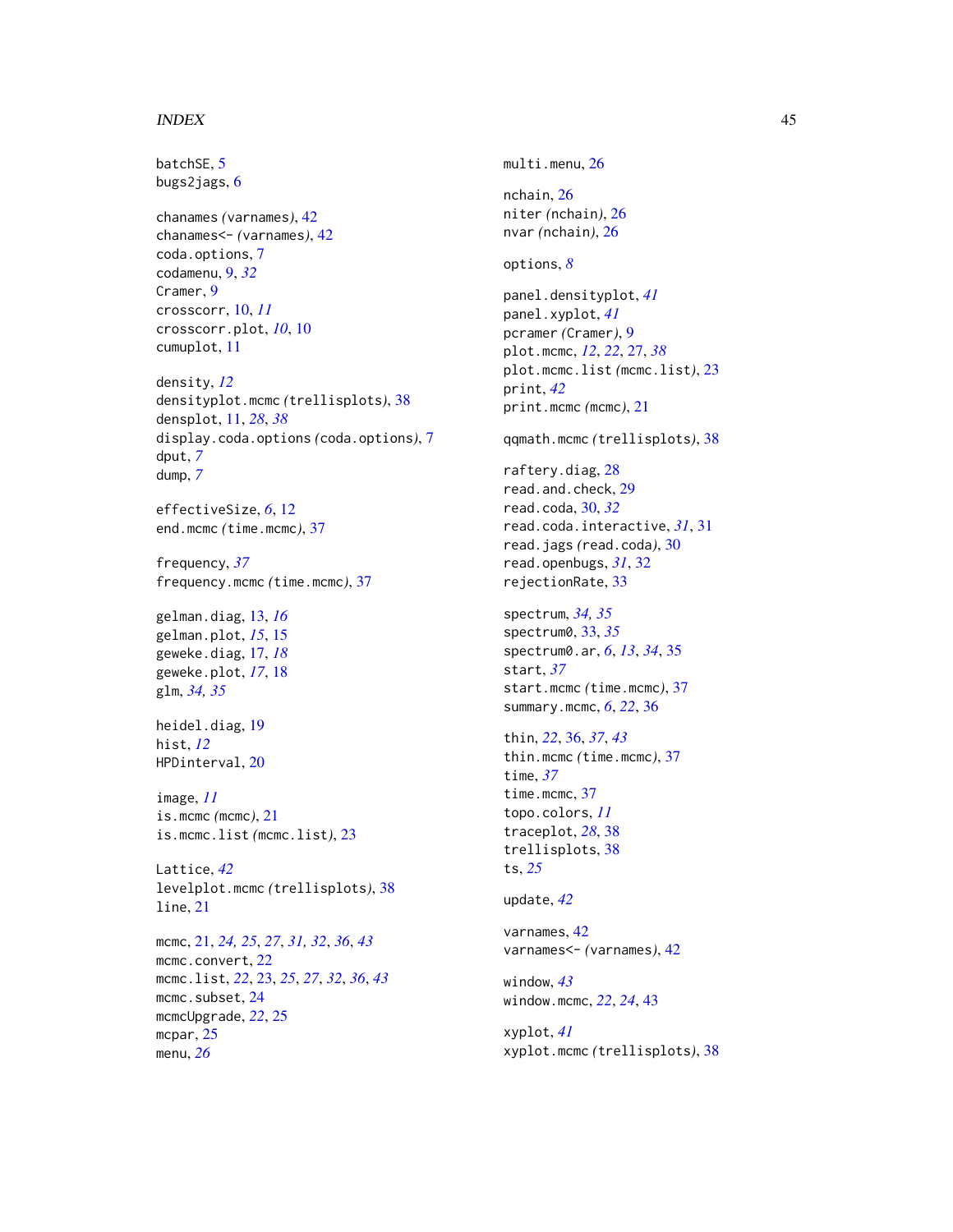batchSE, 5
bugs2jags, 6

chanames *(varnames)*, 42
chanames<- *(varnames)*, 42
coda.options, 7
codamenu, 9, *32*
Cramer, 9
crosscorr, 10, *11*
crosscorr.plot, *10*, 10
cumuplot, 11

density, *12*
densityplot.mcmc *(trellisplots)*, 38
densplot, 11, *28*, *38*
display.coda.options *(coda.options)*, 7
dput, *7*
dump, *7*

effectiveSize, *6*, 12
end.mcmc *(time.mcmc)*, 37

frequency, *37*
frequency.mcmc *(time.mcmc)*, 37

gelman.diag, 13, *16*
gelman.plot, *15*, 15
geweke.diag, 17, *18*
geweke.plot, *17*, 18
glm, *34, 35*

heidel.diag, 19
hist, *12*
HPDinterval, 20

image, *11*
is.mcmc *(mcmc)*, 21
is.mcmc.list *(mcmc.list)*, 23

Lattice, *42*
levelplot.mcmc *(trellisplots)*, 38
line, 21

mcmc, 21, *24, 25*, *27*, *31, 32*, *36*, *43*
mcmc.convert, 22
mcmc.list, *22*, 23, *25*, *27*, *32*, *36*, *43*
mcmc.subset, 24
mcmcUpgrade, *22*, 25
mcpar, 25
menu, *26*

multi.menu, 26

nchain, 26
niter *(nchain)*, 26
nvar *(nchain)*, 26

options, *8*

panel.densityplot, *41*
panel.xyplot, *41*
pcramer *(Cramer)*, 9
plot.mcmc, *12*, *22*, 27, *38*
plot.mcmc.list *(mcmc.list)*, 23
print, *42*
print.mcmc *(mcmc)*, 21

qqmath.mcmc *(trellisplots)*, 38

raftery.diag, 28
read.and.check, 29
read.coda, 30, *32*
read.coda.interactive, *31*, 31
read.jags *(read.coda)*, 30
read.openbugs, *31*, 32
rejectionRate, 33

spectrum, *34, 35*
spectrum0, 33, *35*
spectrum0.ar, *6*, *13*, *34*, 35
start, *37*
start.mcmc *(time.mcmc)*, 37
summary.mcmc, *6*, *22*, 36

thin, *22*, 36, *37*, *43*
thin.mcmc *(time.mcmc)*, 37
time, *37*
time.mcmc, 37
topo.colors, *11*
traceplot, *28*, 38
trellisplots, 38
ts, *25*

update, *42*

varnames, 42
varnames<- *(varnames)*, 42

window, *43*
window.mcmc, *22*, *24*, 43

xyplot, *41*
xyplot.mcmc *(trellisplots)*, 38